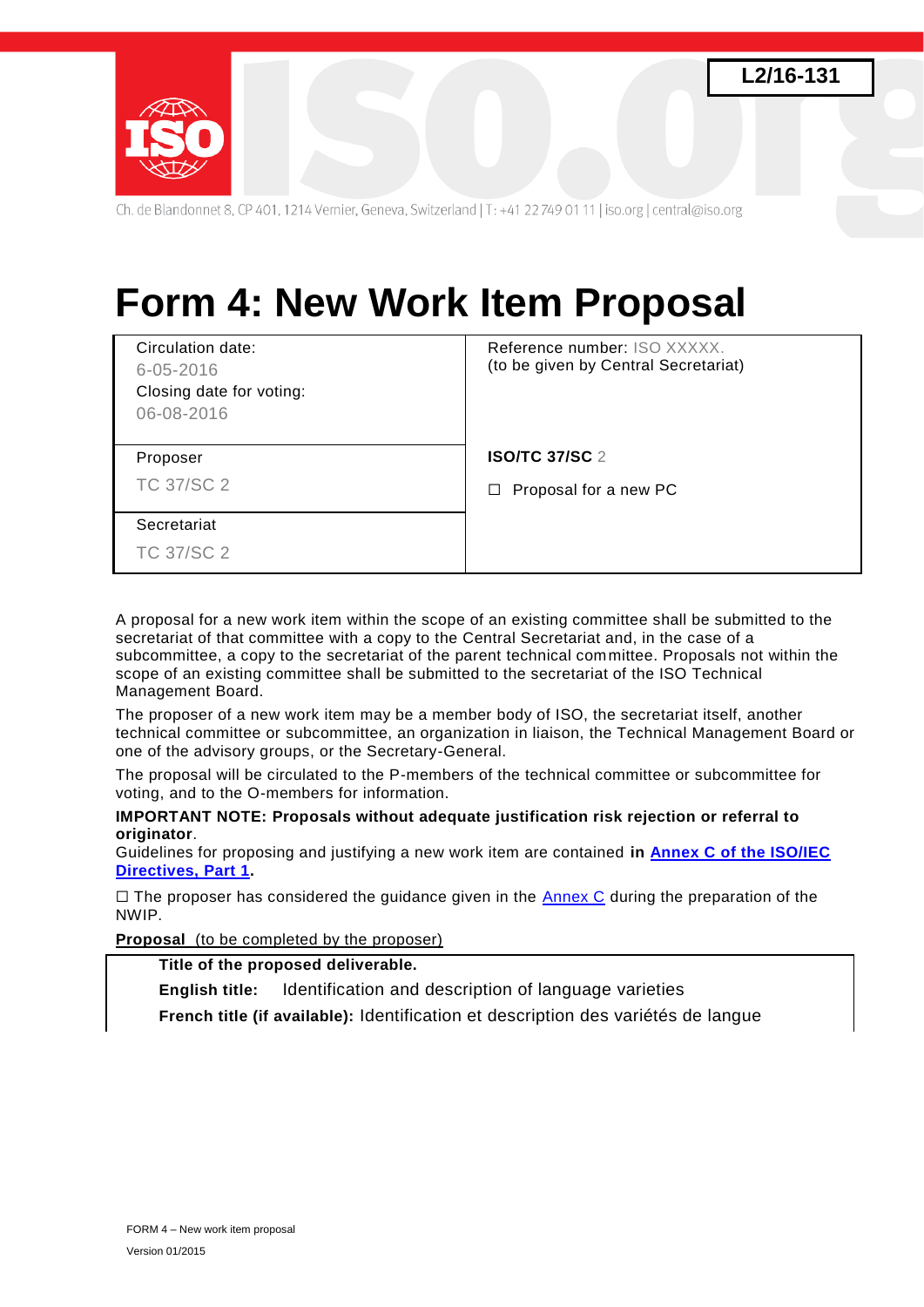L2/16-131

Ch. de Blandonnet 8, CP 401, 1214 Vernier, Geneva, Switzerland | T: +41 22 749 01 11 | iso.org | central@iso.org

# Form 4: New Work Item Proposal

| | |
|---|---|
| Circulation date: 6-05-2016<br>Closing date for voting: 06-08-2016 | Reference number: ISO XXXXX.<br>(to be given by Central Secretariat) |
| Proposer<br>TC 37/SC 2 | **ISO/TC 37/SC** 2<br>☐ Proposal for a new PC |
| Secretariat<br>TC 37/SC 2 | |

A proposal for a new work item within the scope of an existing committee shall be submitted to the secretariat of that committee with a copy to the Central Secretariat and, in the case of a subcommittee, a copy to the secretariat of the parent technical committee. Proposals not within the scope of an existing committee shall be submitted to the secretariat of the ISO Technical Management Board.

The proposer of a new work item may be a member body of ISO, the secretariat itself, another technical committee or subcommittee, an organization in liaison, the Technical Management Board or one of the advisory groups, or the Secretary-General.

The proposal will be circulated to the P-members of the technical committee or subcommittee for voting, and to the O-members for information.

**IMPORTANT NOTE: Proposals without adequate justification risk rejection or referral to originator**.
Guidelines for proposing and justifying a new work item are contained **in [Annex C of the ISO/IEC Directives, Part 1](Annex C of the ISO/IEC Directives, Part 1).**

☐ The proposer has considered the guidance given in the Annex C during the preparation of the NWIP.

**Proposal** (to be completed by the proposer)

**Title of the proposed deliverable.**

**English title:** Identification and description of language varieties

**French title (if available):** Identification et description des variétés de langue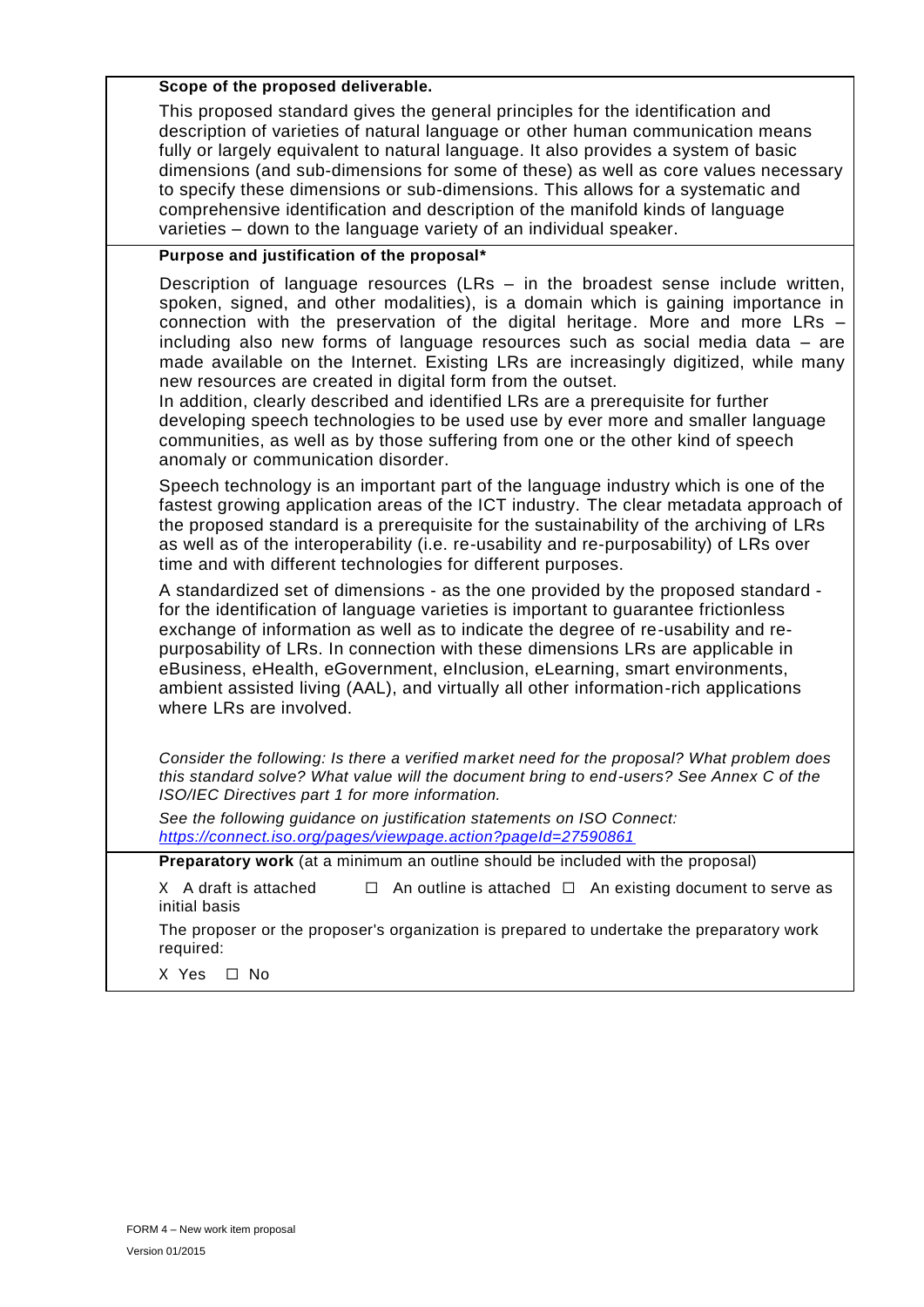**Scope of the proposed deliverable.**

This proposed standard gives the general principles for the identification and description of varieties of natural language or other human communication means fully or largely equivalent to natural language. It also provides a system of basic dimensions (and sub-dimensions for some of these) as well as core values necessary to specify these dimensions or sub-dimensions. This allows for a systematic and comprehensive identification and description of the manifold kinds of language varieties – down to the language variety of an individual speaker.

**Purpose and justification of the proposal***

Description of language resources (LRs – in the broadest sense include written, spoken, signed, and other modalities), is a domain which is gaining importance in connection with the preservation of the digital heritage. More and more LRs – including also new forms of language resources such as social media data – are made available on the Internet. Existing LRs are increasingly digitized, while many new resources are created in digital form from the outset.
In addition, clearly described and identified LRs are a prerequisite for further developing speech technologies to be used use by ever more and smaller language communities, as well as by those suffering from one or the other kind of speech anomaly or communication disorder.

Speech technology is an important part of the language industry which is one of the fastest growing application areas of the ICT industry. The clear metadata approach of the proposed standard is a prerequisite for the sustainability of the archiving of LRs as well as of the interoperability (i.e. re-usability and re-purposability) of LRs over time and with different technologies for different purposes.

A standardized set of dimensions - as the one provided by the proposed standard - for the identification of language varieties is important to guarantee frictionless exchange of information as well as to indicate the degree of re-usability and re-purposability of LRs. In connection with these dimensions LRs are applicable in eBusiness, eHealth, eGovernment, eInclusion, eLearning, smart environments, ambient assisted living (AAL), and virtually all other information-rich applications where LRs are involved.

*Consider the following: Is there a verified market need for the proposal? What problem does this standard solve? What value will the document bring to end-users? See Annex C of the ISO/IEC Directives part 1 for more information.*

*See the following guidance on justification statements on ISO Connect: https://connect.iso.org/pages/viewpage.action?pageId=27590861*

**Preparatory work** (at a minimum an outline should be included with the proposal)

X A draft is attached ☐ An outline is attached ☐ An existing document to serve as initial basis

The proposer or the proposer's organization is prepared to undertake the preparatory work required:

X Yes ☐ No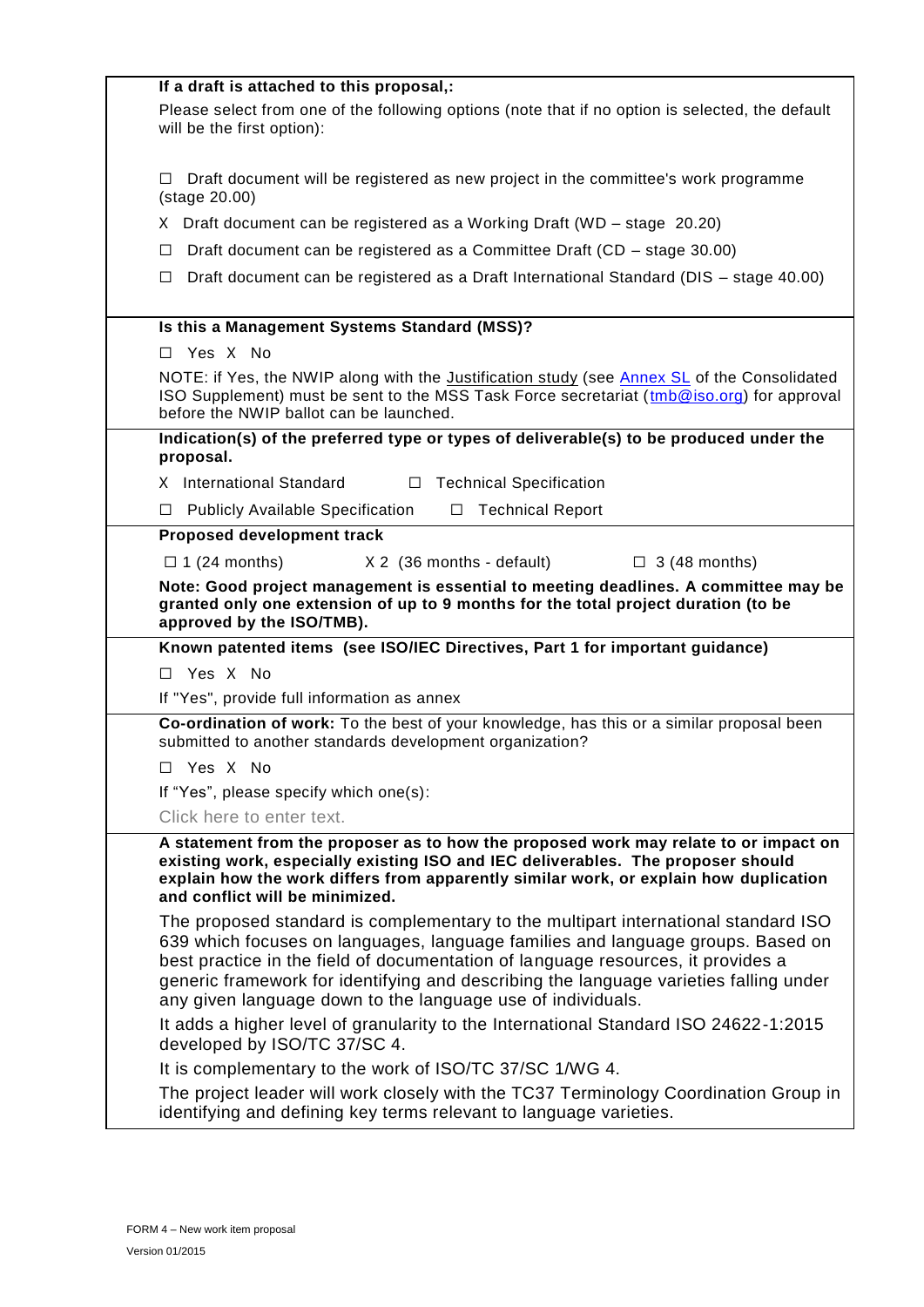**If a draft is attached to this proposal,:**

Please select from one of the following options (note that if no option is selected, the default will be the first option):

☐ Draft document will be registered as new project in the committee's work programme (stage 20.00)

X Draft document can be registered as a Working Draft (WD – stage 20.20)

☐ Draft document can be registered as a Committee Draft (CD – stage 30.00)

☐ Draft document can be registered as a Draft International Standard (DIS – stage 40.00)

**Is this a Management Systems Standard (MSS)?**

☐ Yes X No

NOTE: if Yes, the NWIP along with the Justification study (see Annex SL of the Consolidated ISO Supplement) must be sent to the MSS Task Force secretariat (tmb@iso.org) for approval before the NWIP ballot can be launched.

**Indication(s) of the preferred type or types of deliverable(s) to be produced under the proposal.**

X International Standard ☐ Technical Specification

☐ Publicly Available Specification ☐ Technical Report

**Proposed development track**

☐ 1 (24 months) X 2 (36 months - default) ☐ 3 (48 months)

**Note: Good project management is essential to meeting deadlines. A committee may be granted only one extension of up to 9 months for the total project duration (to be approved by the ISO/TMB).**

**Known patented items (see ISO/IEC Directives, Part 1 for important guidance)**

☐ Yes X No

If "Yes", provide full information as annex

**Co-ordination of work:** To the best of your knowledge, has this or a similar proposal been submitted to another standards development organization?

☐ Yes X No

If "Yes", please specify which one(s):

Click here to enter text.

**A statement from the proposer as to how the proposed work may relate to or impact on existing work, especially existing ISO and IEC deliverables. The proposer should explain how the work differs from apparently similar work, or explain how duplication and conflict will be minimized.**

The proposed standard is complementary to the multipart international standard ISO 639 which focuses on languages, language families and language groups. Based on best practice in the field of documentation of language resources, it provides a generic framework for identifying and describing the language varieties falling under any given language down to the language use of individuals.

It adds a higher level of granularity to the International Standard ISO 24622-1:2015 developed by ISO/TC 37/SC 4.

It is complementary to the work of ISO/TC 37/SC 1/WG 4.

The project leader will work closely with the TC37 Terminology Coordination Group in identifying and defining key terms relevant to language varieties.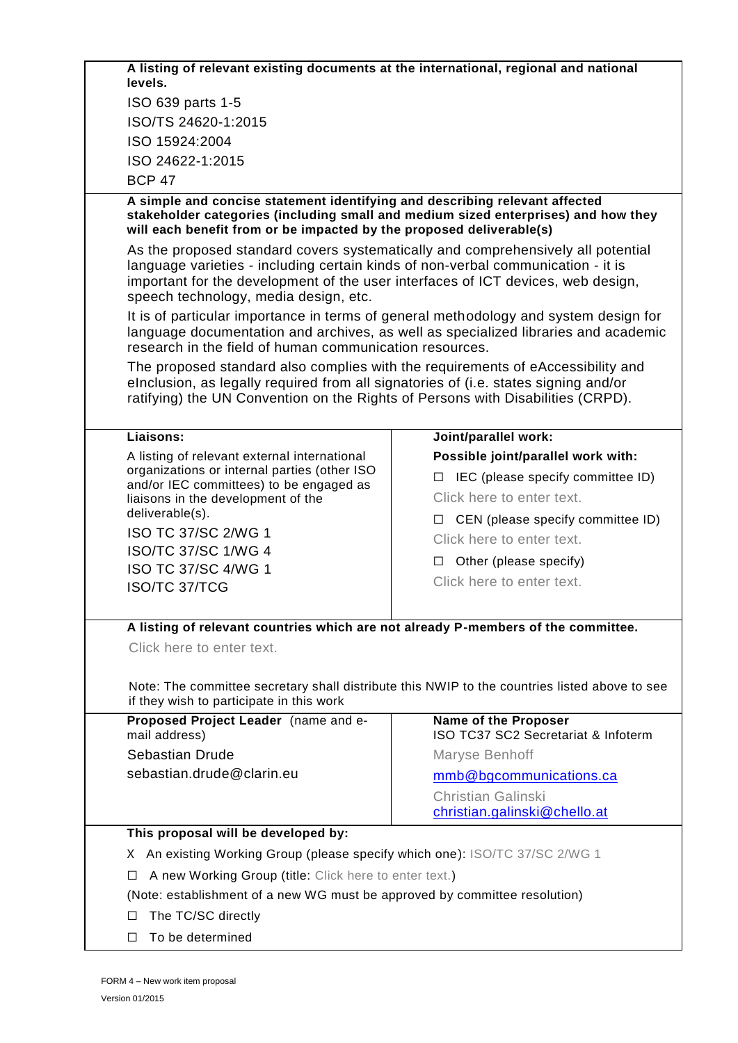**A listing of relevant existing documents at the international, regional and national levels.**

ISO 639 parts 1-5

ISO/TS 24620-1:2015

ISO 15924:2004

ISO 24622-1:2015

BCP 47

**A simple and concise statement identifying and describing relevant affected stakeholder categories (including small and medium sized enterprises) and how they will each benefit from or be impacted by the proposed deliverable(s)**

As the proposed standard covers systematically and comprehensively all potential language varieties - including certain kinds of non-verbal communication - it is important for the development of the user interfaces of ICT devices, web design, speech technology, media design, etc.

It is of particular importance in terms of general methodology and system design for language documentation and archives, as well as specialized libraries and academic research in the field of human communication resources.

The proposed standard also complies with the requirements of eAccessibility and eInclusion, as legally required from all signatories of (i.e. states signing and/or ratifying) the UN Convention on the Rights of Persons with Disabilities (CRPD).

| **Liaisons:** | **Joint/parallel work:** |
|---|---|
| A listing of relevant external international organizations or internal parties (other ISO and/or IEC committees) to be engaged as liaisons in the development of the deliverable(s).<br>ISO TC 37/SC 2/WG 1<br>ISO/TC 37/SC 1/WG 4<br>ISO TC 37/SC 4/WG 1<br>ISO/TC 37/TCG | **Possible joint/parallel work with:**<br>☐ IEC (please specify committee ID)<br>Click here to enter text.<br>☐ CEN (please specify committee ID)<br>Click here to enter text.<br>☐ Other (please specify)<br>Click here to enter text. |

**A listing of relevant countries which are not already P-members of the committee.**

Click here to enter text.

Note: The committee secretary shall distribute this NWIP to the countries listed above to see if they wish to participate in this work

| **Proposed Project Leader** (name and e-mail address) | **Name of the Proposer** ISO TC37 SC2 Secretariat & Infoterm |
|---|---|
| Sebastian Drude<br>sebastian.drude@clarin.eu | Maryse Benhoff<br>mmb@bgcommunications.ca<br>Christian Galinski<br>christian.galinski@chello.at |

**This proposal will be developed by:**

X An existing Working Group (please specify which one): ISO/TC 37/SC 2/WG 1

☐ A new Working Group (title: Click here to enter text.)

(Note: establishment of a new WG must be approved by committee resolution)

☐ The TC/SC directly

☐ To be determined

FORM 4 – New work item proposal
Version 01/2015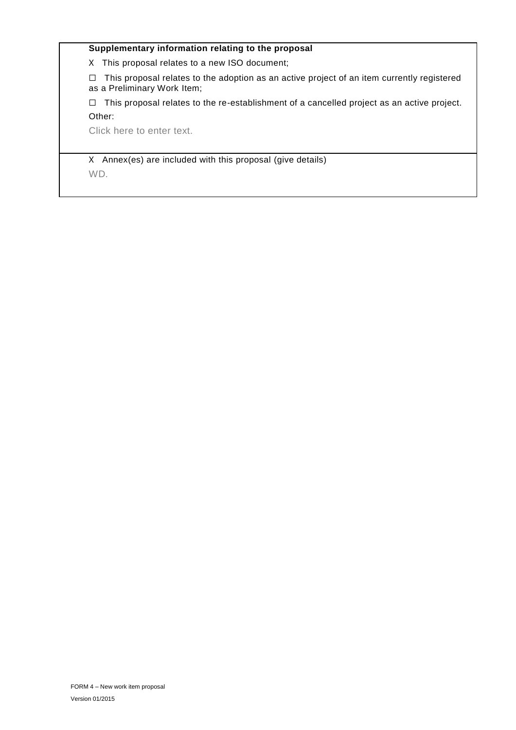**Supplementary information relating to the proposal**

X This proposal relates to a new ISO document;

☐ This proposal relates to the adoption as an active project of an item currently registered as a Preliminary Work Item;

☐ This proposal relates to the re-establishment of a cancelled project as an active project.

Other:

Click here to enter text.

X Annex(es) are included with this proposal (give details)

WD.

FORM 4 – New work item proposal

Version 01/2015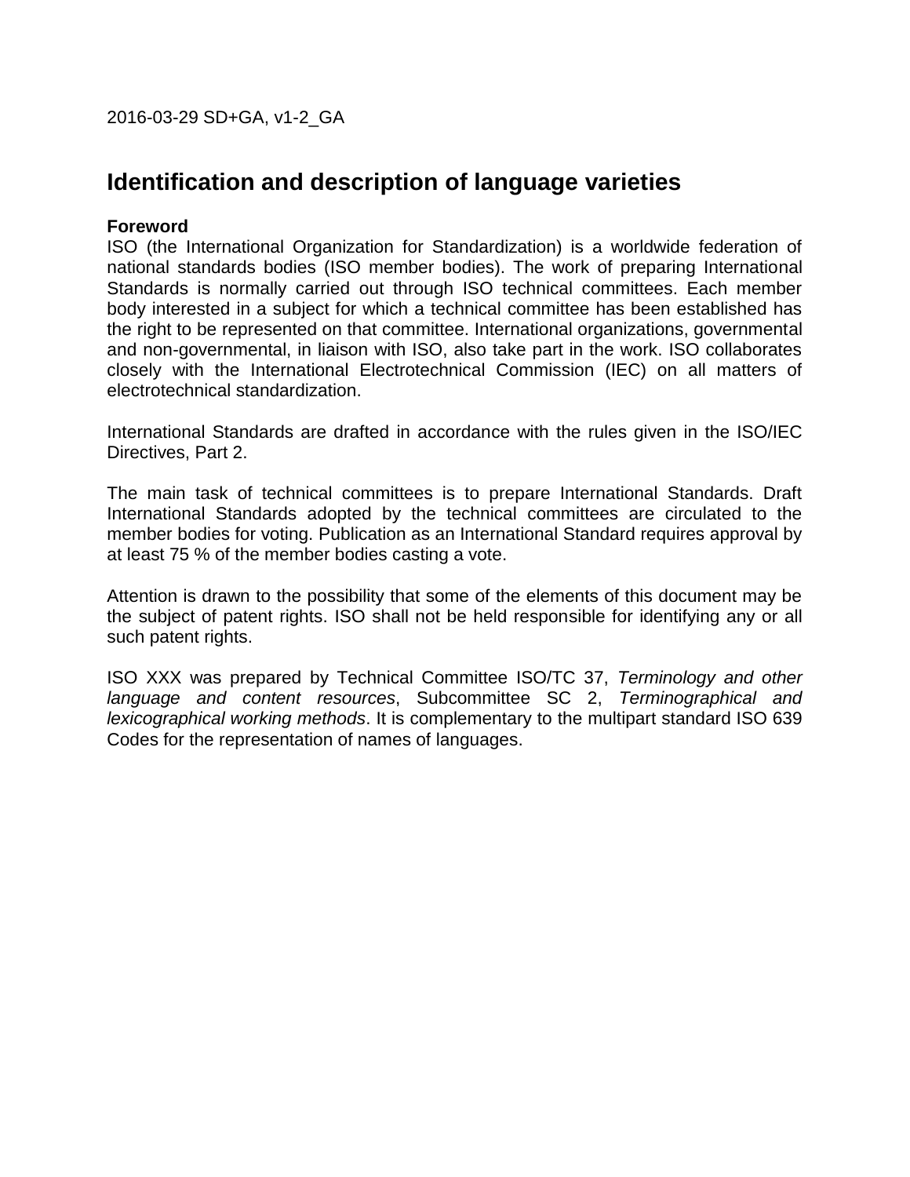2016-03-29 SD+GA, v1-2_GA

# Identification and description of language varieties

**Foreword**

ISO (the International Organization for Standardization) is a worldwide federation of national standards bodies (ISO member bodies). The work of preparing International Standards is normally carried out through ISO technical committees. Each member body interested in a subject for which a technical committee has been established has the right to be represented on that committee. International organizations, governmental and non-governmental, in liaison with ISO, also take part in the work. ISO collaborates closely with the International Electrotechnical Commission (IEC) on all matters of electrotechnical standardization.

International Standards are drafted in accordance with the rules given in the ISO/IEC Directives, Part 2.

The main task of technical committees is to prepare International Standards. Draft International Standards adopted by the technical committees are circulated to the member bodies for voting. Publication as an International Standard requires approval by at least 75 % of the member bodies casting a vote.

Attention is drawn to the possibility that some of the elements of this document may be the subject of patent rights. ISO shall not be held responsible for identifying any or all such patent rights.

ISO XXX was prepared by Technical Committee ISO/TC 37, *Terminology and other language and content resources*, Subcommittee SC 2, *Terminographical and lexicographical working methods*. It is complementary to the multipart standard ISO 639 Codes for the representation of names of languages.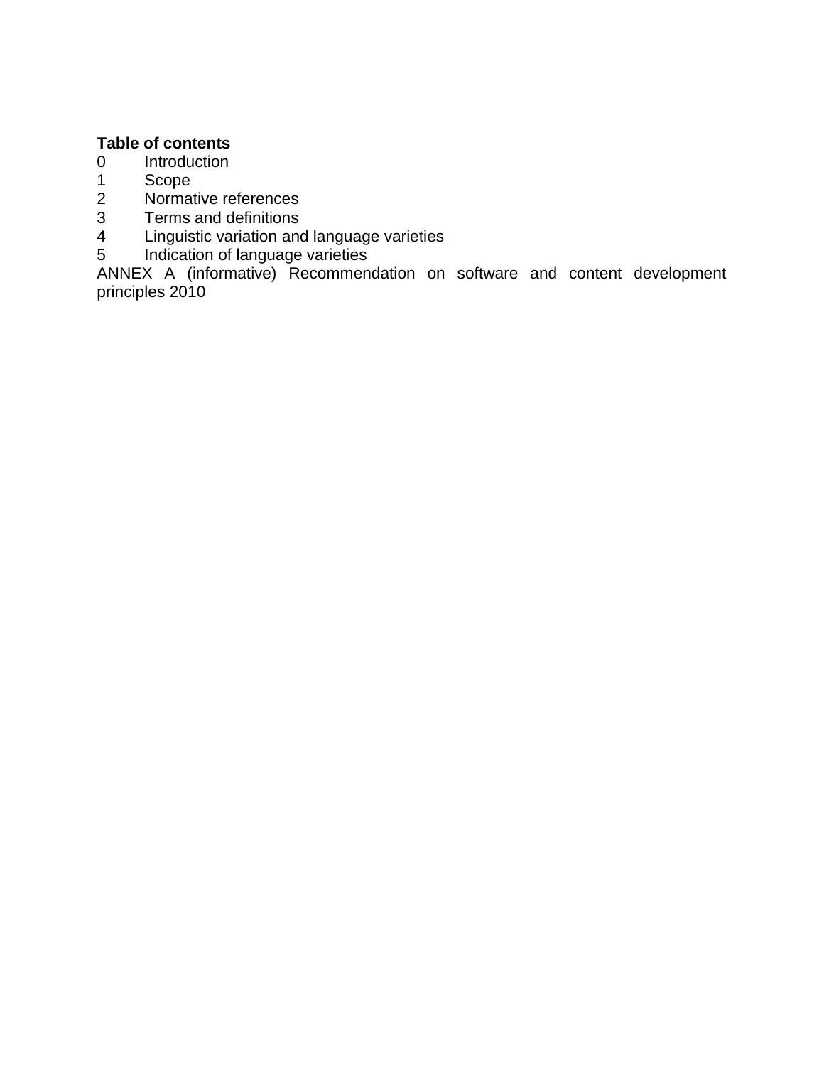**Table of contents**

0 Introduction
1 Scope
2 Normative references
3 Terms and definitions
4 Linguistic variation and language varieties
5 Indication of language varieties

ANNEX A (informative) Recommendation on software and content development principles 2010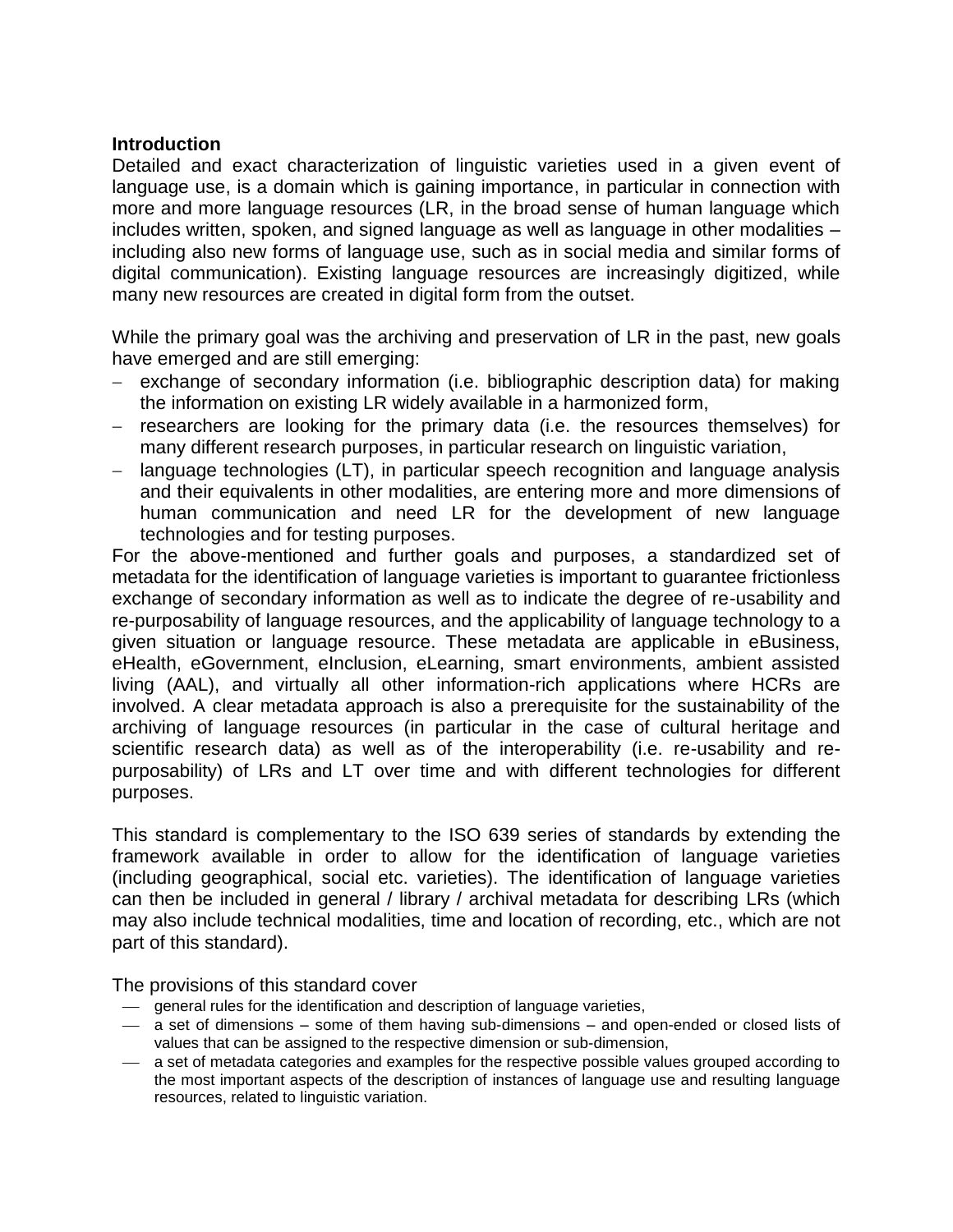## Introduction

Detailed and exact characterization of linguistic varieties used in a given event of language use, is a domain which is gaining importance, in particular in connection with more and more language resources (LR, in the broad sense of human language which includes written, spoken, and signed language as well as language in other modalities – including also new forms of language use, such as in social media and similar forms of digital communication). Existing language resources are increasingly digitized, while many new resources are created in digital form from the outset.

While the primary goal was the archiving and preservation of LR in the past, new goals have emerged and are still emerging:

- exchange of secondary information (i.e. bibliographic description data) for making the information on existing LR widely available in a harmonized form,
- researchers are looking for the primary data (i.e. the resources themselves) for many different research purposes, in particular research on linguistic variation,
- language technologies (LT), in particular speech recognition and language analysis and their equivalents in other modalities, are entering more and more dimensions of human communication and need LR for the development of new language technologies and for testing purposes.

For the above-mentioned and further goals and purposes, a standardized set of metadata for the identification of language varieties is important to guarantee frictionless exchange of secondary information as well as to indicate the degree of re-usability and re-purposability of language resources, and the applicability of language technology to a given situation or language resource. These metadata are applicable in eBusiness, eHealth, eGovernment, eInclusion, eLearning, smart environments, ambient assisted living (AAL), and virtually all other information-rich applications where HCRs are involved. A clear metadata approach is also a prerequisite for the sustainability of the archiving of language resources (in particular in the case of cultural heritage and scientific research data) as well as of the interoperability (i.e. re-usability and re-purposability) of LRs and LT over time and with different technologies for different purposes.

This standard is complementary to the ISO 639 series of standards by extending the framework available in order to allow for the identification of language varieties (including geographical, social etc. varieties). The identification of language varieties can then be included in general / library / archival metadata for describing LRs (which may also include technical modalities, time and location of recording, etc., which are not part of this standard).

The provisions of this standard cover

- general rules for the identification and description of language varieties,
- a set of dimensions – some of them having sub-dimensions – and open-ended or closed lists of values that can be assigned to the respective dimension or sub-dimension,
- a set of metadata categories and examples for the respective possible values grouped according to the most important aspects of the description of instances of language use and resulting language resources, related to linguistic variation.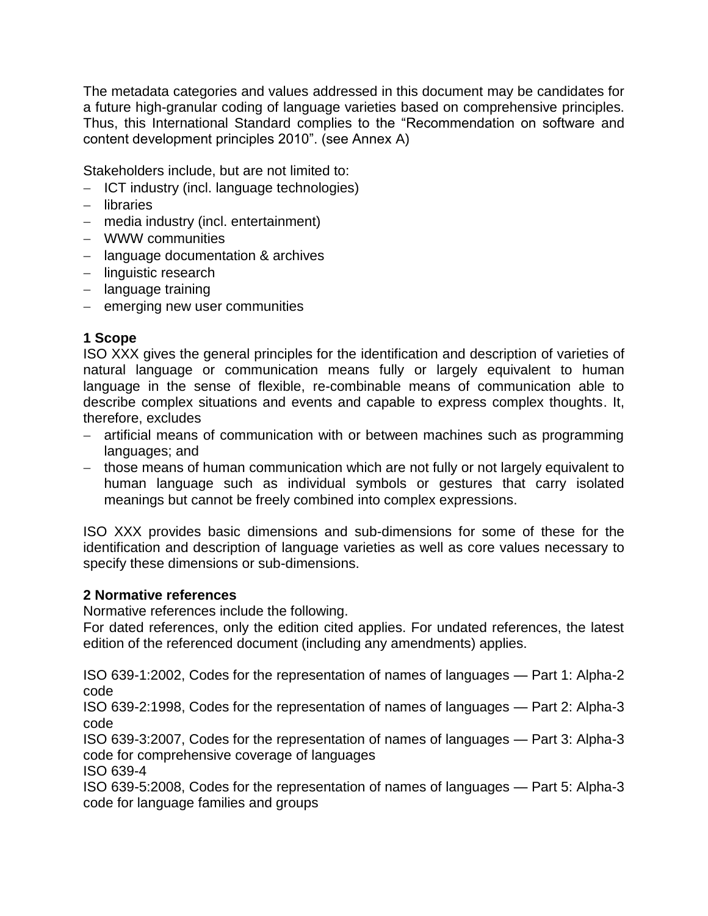The metadata categories and values addressed in this document may be candidates for a future high-granular coding of language varieties based on comprehensive principles. Thus, this International Standard complies to the "Recommendation on software and content development principles 2010". (see Annex A)

Stakeholders include, but are not limited to:

- ICT industry (incl. language technologies)
- libraries
- media industry (incl. entertainment)
- WWW communities
- language documentation & archives
- linguistic research
- language training
- emerging new user communities

## 1 Scope

ISO XXX gives the general principles for the identification and description of varieties of natural language or communication means fully or largely equivalent to human language in the sense of flexible, re-combinable means of communication able to describe complex situations and events and capable to express complex thoughts. It, therefore, excludes

- artificial means of communication with or between machines such as programming languages; and
- those means of human communication which are not fully or not largely equivalent to human language such as individual symbols or gestures that carry isolated meanings but cannot be freely combined into complex expressions.

ISO XXX provides basic dimensions and sub-dimensions for some of these for the identification and description of language varieties as well as core values necessary to specify these dimensions or sub-dimensions.

## 2 Normative references

Normative references include the following.
For dated references, only the edition cited applies. For undated references, the latest edition of the referenced document (including any amendments) applies.

ISO 639-1:2002, Codes for the representation of names of languages — Part 1: Alpha-2 code
ISO 639-2:1998, Codes for the representation of names of languages — Part 2: Alpha-3 code
ISO 639-3:2007, Codes for the representation of names of languages — Part 3: Alpha-3 code for comprehensive coverage of languages
ISO 639-4
ISO 639-5:2008, Codes for the representation of names of languages — Part 5: Alpha-3 code for language families and groups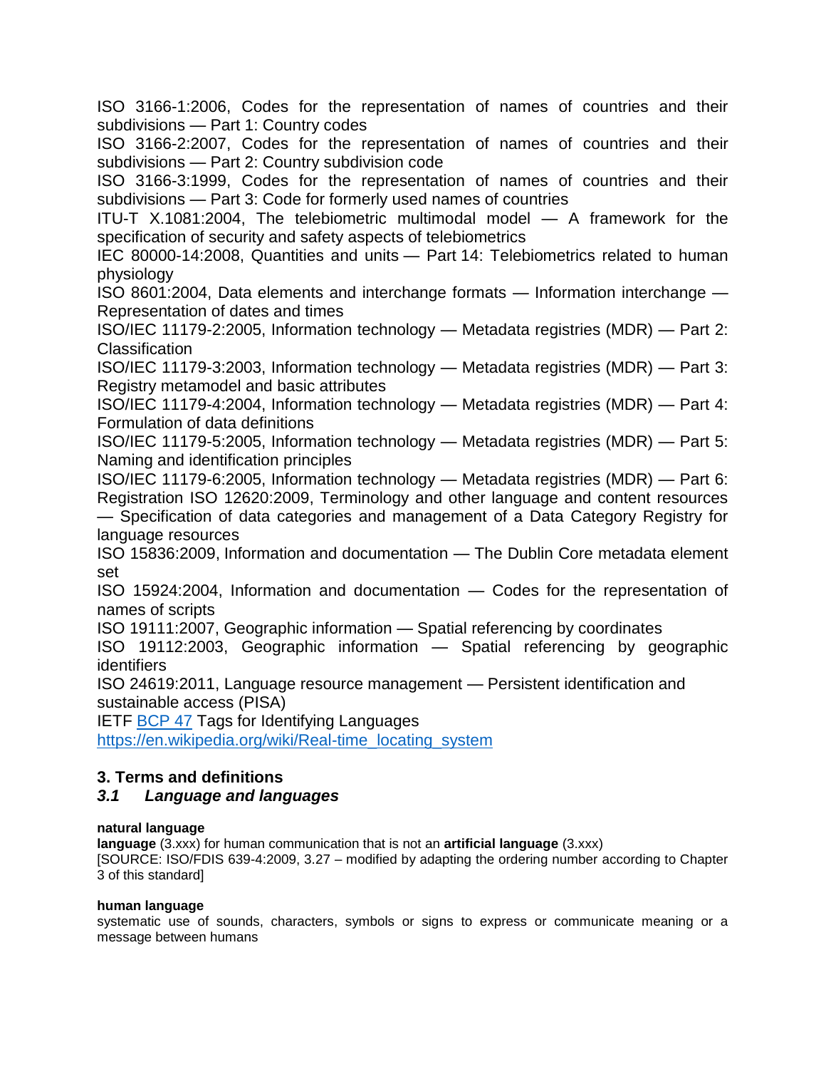ISO 3166-1:2006, Codes for the representation of names of countries and their subdivisions — Part 1: Country codes

ISO 3166-2:2007, Codes for the representation of names of countries and their subdivisions — Part 2: Country subdivision code

ISO 3166-3:1999, Codes for the representation of names of countries and their subdivisions — Part 3: Code for formerly used names of countries

ITU-T X.1081:2004, The telebiometric multimodal model — A framework for the specification of security and safety aspects of telebiometrics

IEC 80000-14:2008, Quantities and units — Part 14: Telebiometrics related to human physiology

ISO 8601:2004, Data elements and interchange formats — Information interchange — Representation of dates and times

ISO/IEC 11179-2:2005, Information technology — Metadata registries (MDR) — Part 2: Classification

ISO/IEC 11179-3:2003, Information technology — Metadata registries (MDR) — Part 3: Registry metamodel and basic attributes

ISO/IEC 11179-4:2004, Information technology — Metadata registries (MDR) — Part 4: Formulation of data definitions

ISO/IEC 11179-5:2005, Information technology — Metadata registries (MDR) — Part 5: Naming and identification principles

ISO/IEC 11179-6:2005, Information technology — Metadata registries (MDR) — Part 6: Registration ISO 12620:2009, Terminology and other language and content resources — Specification of data categories and management of a Data Category Registry for language resources

ISO 15836:2009, Information and documentation — The Dublin Core metadata element set

ISO 15924:2004, Information and documentation — Codes for the representation of names of scripts

ISO 19111:2007, Geographic information — Spatial referencing by coordinates

ISO 19112:2003, Geographic information — Spatial referencing by geographic identifiers

ISO 24619:2011, Language resource management — Persistent identification and sustainable access (PISA)

IETF [BCP 47](BCP 47) Tags for Identifying Languages

https://en.wikipedia.org/wiki/Real-time_locating_system

## 3. Terms and definitions

### *3.1 Language and languages*

**natural language**

**language** (3.xxx) for human communication that is not an **artificial language** (3.xxx)

[SOURCE: ISO/FDIS 639-4:2009, 3.27 – modified by adapting the ordering number according to Chapter 3 of this standard]

**human language**

systematic use of sounds, characters, symbols or signs to express or communicate meaning or a message between humans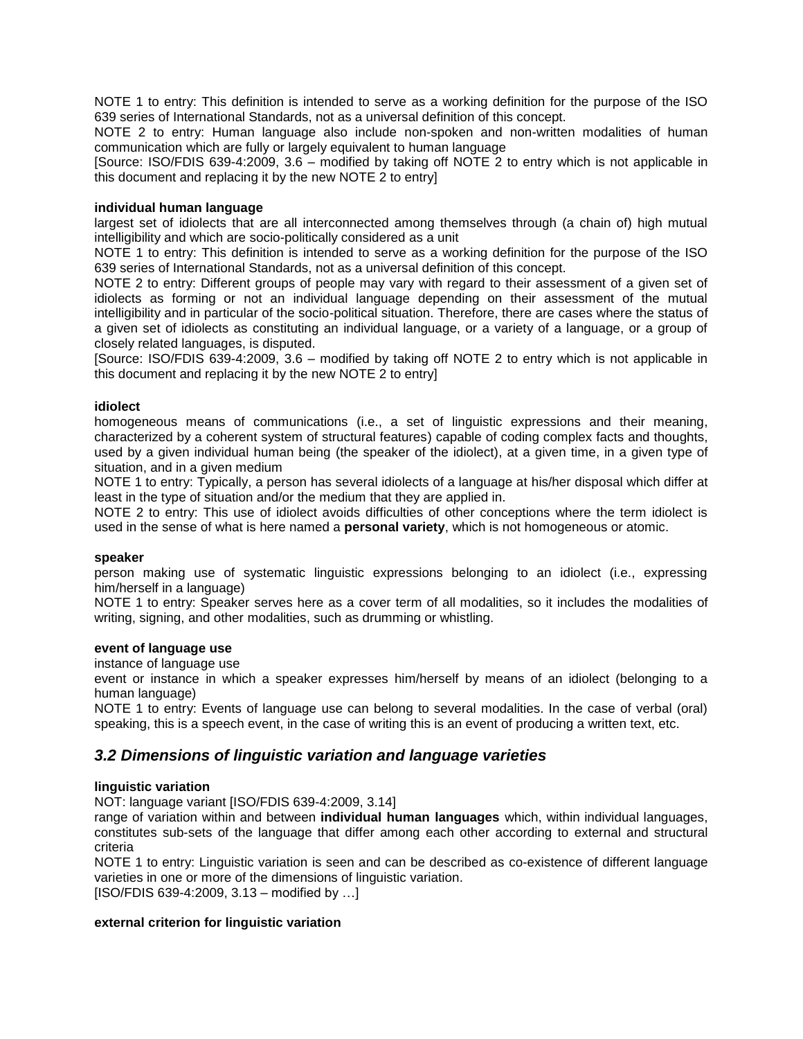NOTE 1 to entry: This definition is intended to serve as a working definition for the purpose of the ISO 639 series of International Standards, not as a universal definition of this concept.
NOTE 2 to entry: Human language also include non-spoken and non-written modalities of human communication which are fully or largely equivalent to human language
[Source: ISO/FDIS 639-4:2009, 3.6 – modified by taking off NOTE 2 to entry which is not applicable in this document and replacing it by the new NOTE 2 to entry]

**individual human language**
largest set of idiolects that are all interconnected among themselves through (a chain of) high mutual intelligibility and which are socio-politically considered as a unit
NOTE 1 to entry: This definition is intended to serve as a working definition for the purpose of the ISO 639 series of International Standards, not as a universal definition of this concept.
NOTE 2 to entry: Different groups of people may vary with regard to their assessment of a given set of idiolects as forming or not an individual language depending on their assessment of the mutual intelligibility and in particular of the socio-political situation. Therefore, there are cases where the status of a given set of idiolects as constituting an individual language, or a variety of a language, or a group of closely related languages, is disputed.
[Source: ISO/FDIS 639-4:2009, 3.6 – modified by taking off NOTE 2 to entry which is not applicable in this document and replacing it by the new NOTE 2 to entry]

**idiolect**
homogeneous means of communications (i.e., a set of linguistic expressions and their meaning, characterized by a coherent system of structural features) capable of coding complex facts and thoughts, used by a given individual human being (the speaker of the idiolect), at a given time, in a given type of situation, and in a given medium
NOTE 1 to entry: Typically, a person has several idiolects of a language at his/her disposal which differ at least in the type of situation and/or the medium that they are applied in.
NOTE 2 to entry: This use of idiolect avoids difficulties of other conceptions where the term idiolect is used in the sense of what is here named a **personal variety**, which is not homogeneous or atomic.

**speaker**
person making use of systematic linguistic expressions belonging to an idiolect (i.e., expressing him/herself in a language)
NOTE 1 to entry: Speaker serves here as a cover term of all modalities, so it includes the modalities of writing, signing, and other modalities, such as drumming or whistling.

**event of language use**
instance of language use
event or instance in which a speaker expresses him/herself by means of an idiolect (belonging to a human language)
NOTE 1 to entry: Events of language use can belong to several modalities. In the case of verbal (oral) speaking, this is a speech event, in the case of writing this is an event of producing a written text, etc.

## *3.2 Dimensions of linguistic variation and language varieties*

**linguistic variation**
NOT: language variant [ISO/FDIS 639-4:2009, 3.14]
range of variation within and between **individual human languages** which, within individual languages, constitutes sub-sets of the language that differ among each other according to external and structural criteria
NOTE 1 to entry: Linguistic variation is seen and can be described as co-existence of different language varieties in one or more of the dimensions of linguistic variation.
[ISO/FDIS 639-4:2009, 3.13 – modified by …]

**external criterion for linguistic variation**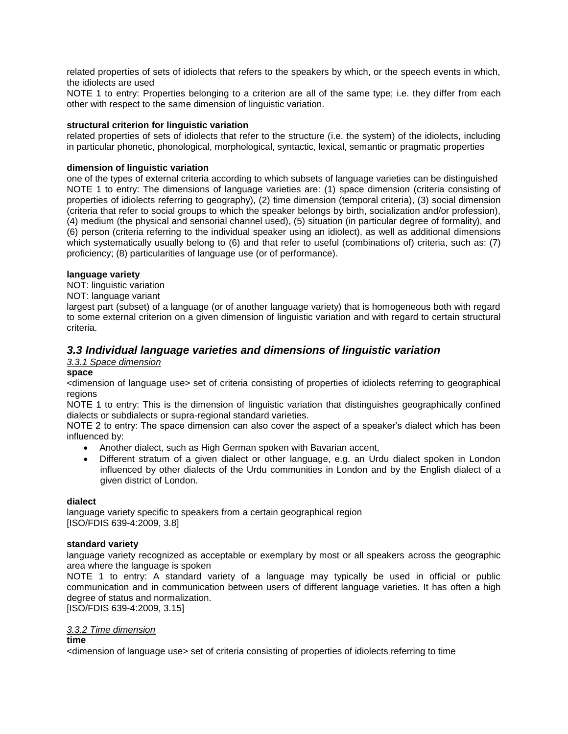related properties of sets of idiolects that refers to the speakers by which, or the speech events in which, the idiolects are used

NOTE 1 to entry: Properties belonging to a criterion are all of the same type; i.e. they differ from each other with respect to the same dimension of linguistic variation.

**structural criterion for linguistic variation**

related properties of sets of idiolects that refer to the structure (i.e. the system) of the idiolects, including in particular phonetic, phonological, morphological, syntactic, lexical, semantic or pragmatic properties

**dimension of linguistic variation**

one of the types of external criteria according to which subsets of language varieties can be distinguished

NOTE 1 to entry: The dimensions of language varieties are: (1) space dimension (criteria consisting of properties of idiolects referring to geography), (2) time dimension (temporal criteria), (3) social dimension (criteria that refer to social groups to which the speaker belongs by birth, socialization and/or profession), (4) medium (the physical and sensorial channel used), (5) situation (in particular degree of formality), and (6) person (criteria referring to the individual speaker using an idiolect), as well as additional dimensions which systematically usually belong to (6) and that refer to useful (combinations of) criteria, such as: (7) proficiency; (8) particularities of language use (or of performance).

**language variety**

NOT: linguistic variation

NOT: language variant

largest part (subset) of a language (or of another language variety) that is homogeneous both with regard to some external criterion on a given dimension of linguistic variation and with regard to certain structural criteria.

## *3.3 Individual language varieties and dimensions of linguistic variation*

*3.3.1 Space dimension*

**space**

<dimension of language use> set of criteria consisting of properties of idiolects referring to geographical regions

NOTE 1 to entry: This is the dimension of linguistic variation that distinguishes geographically confined dialects or subdialects or supra-regional standard varieties.

NOTE 2 to entry: The space dimension can also cover the aspect of a speaker's dialect which has been influenced by:

- Another dialect, such as High German spoken with Bavarian accent,
- Different stratum of a given dialect or other language, e.g. an Urdu dialect spoken in London influenced by other dialects of the Urdu communities in London and by the English dialect of a given district of London.

**dialect**

language variety specific to speakers from a certain geographical region

[ISO/FDIS 639-4:2009, 3.8]

**standard variety**

language variety recognized as acceptable or exemplary by most or all speakers across the geographic area where the language is spoken

NOTE 1 to entry: A standard variety of a language may typically be used in official or public communication and in communication between users of different language varieties. It has often a high degree of status and normalization.

[ISO/FDIS 639-4:2009, 3.15]

*3.3.2 Time dimension*

**time**

<dimension of language use> set of criteria consisting of properties of idiolects referring to time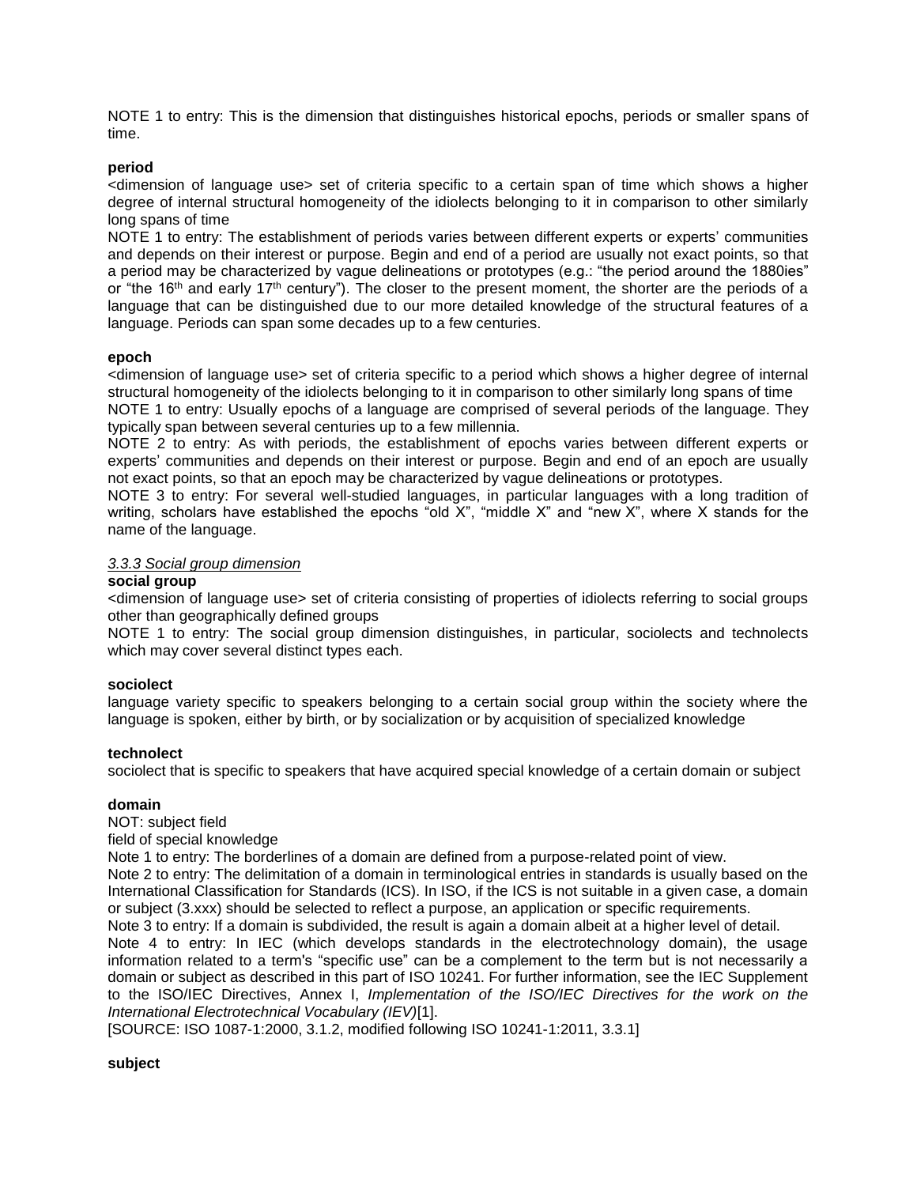NOTE 1 to entry: This is the dimension that distinguishes historical epochs, periods or smaller spans of time.

**period**

<dimension of language use> set of criteria specific to a certain span of time which shows a higher degree of internal structural homogeneity of the idiolects belonging to it in comparison to other similarly long spans of time

NOTE 1 to entry: The establishment of periods varies between different experts or experts' communities and depends on their interest or purpose. Begin and end of a period are usually not exact points, so that a period may be characterized by vague delineations or prototypes (e.g.: "the period around the 1880ies" or "the 16th and early 17th century"). The closer to the present moment, the shorter are the periods of a language that can be distinguished due to our more detailed knowledge of the structural features of a language. Periods can span some decades up to a few centuries.

**epoch**

<dimension of language use> set of criteria specific to a period which shows a higher degree of internal structural homogeneity of the idiolects belonging to it in comparison to other similarly long spans of time

NOTE 1 to entry: Usually epochs of a language are comprised of several periods of the language. They typically span between several centuries up to a few millennia.

NOTE 2 to entry: As with periods, the establishment of epochs varies between different experts or experts' communities and depends on their interest or purpose. Begin and end of an epoch are usually not exact points, so that an epoch may be characterized by vague delineations or prototypes.

NOTE 3 to entry: For several well-studied languages, in particular languages with a long tradition of writing, scholars have established the epochs "old X", "middle X" and "new X", where X stands for the name of the language.

### *3.3.3 Social group dimension*

**social group**

<dimension of language use> set of criteria consisting of properties of idiolects referring to social groups other than geographically defined groups

NOTE 1 to entry: The social group dimension distinguishes, in particular, sociolects and technolects which may cover several distinct types each.

**sociolect**

language variety specific to speakers belonging to a certain social group within the society where the language is spoken, either by birth, or by socialization or by acquisition of specialized knowledge

**technolect**

sociolect that is specific to speakers that have acquired special knowledge of a certain domain or subject

**domain**

NOT: subject field

field of special knowledge

Note 1 to entry: The borderlines of a domain are defined from a purpose-related point of view.

Note 2 to entry: The delimitation of a domain in terminological entries in standards is usually based on the International Classification for Standards (ICS). In ISO, if the ICS is not suitable in a given case, a domain or subject (3.xxx) should be selected to reflect a purpose, an application or specific requirements.

Note 3 to entry: If a domain is subdivided, the result is again a domain albeit at a higher level of detail.

Note 4 to entry: In IEC (which develops standards in the electrotechnology domain), the usage information related to a term's "specific use" can be a complement to the term but is not necessarily a domain or subject as described in this part of ISO 10241. For further information, see the IEC Supplement to the ISO/IEC Directives, Annex I, *Implementation of the ISO/IEC Directives for the work on the International Electrotechnical Vocabulary (IEV)*[1].

[SOURCE: ISO 1087-1:2000, 3.1.2, modified following ISO 10241-1:2011, 3.3.1]

**subject**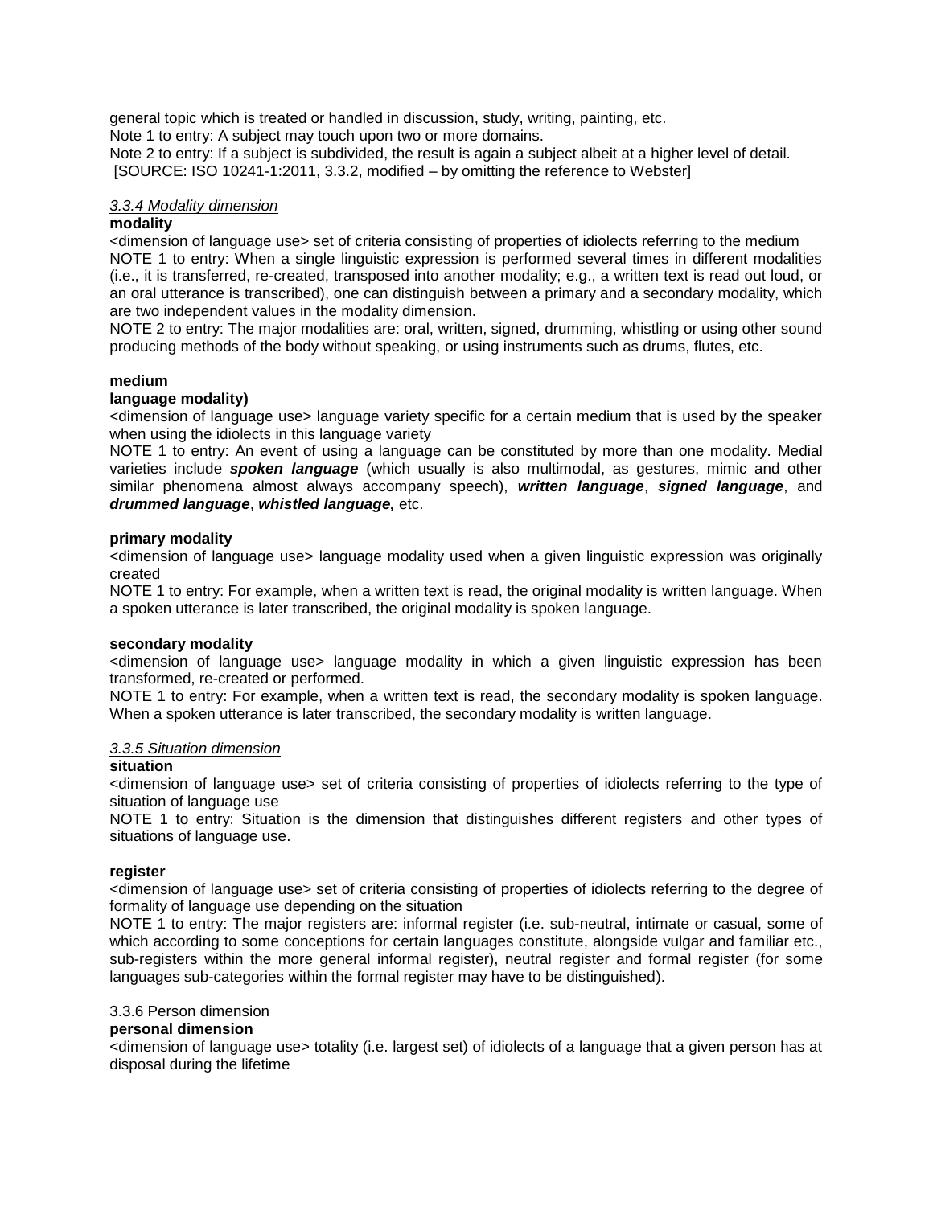general topic which is treated or handled in discussion, study, writing, painting, etc.
Note 1 to entry: A subject may touch upon two or more domains.
Note 2 to entry: If a subject is subdivided, the result is again a subject albeit at a higher level of detail.
[SOURCE: ISO 10241-1:2011, 3.3.2, modified – by omitting the reference to Webster]

### *3.3.4 Modality dimension*

**modality**
<dimension of language use> set of criteria consisting of properties of idiolects referring to the medium
NOTE 1 to entry: When a single linguistic expression is performed several times in different modalities (i.e., it is transferred, re-created, transposed into another modality; e.g., a written text is read out loud, or an oral utterance is transcribed), one can distinguish between a primary and a secondary modality, which are two independent values in the modality dimension.
NOTE 2 to entry: The major modalities are: oral, written, signed, drumming, whistling or using other sound producing methods of the body without speaking, or using instruments such as drums, flutes, etc.

**medium**
**language modality)**
<dimension of language use> language variety specific for a certain medium that is used by the speaker when using the idiolects in this language variety
NOTE 1 to entry: An event of using a language can be constituted by more than one modality. Medial varieties include ***spoken language*** (which usually is also multimodal, as gestures, mimic and other similar phenomena almost always accompany speech), ***written language***, ***signed language***, and ***drummed language***, ***whistled language,*** etc.

**primary modality**
<dimension of language use> language modality used when a given linguistic expression was originally created
NOTE 1 to entry: For example, when a written text is read, the original modality is written language. When a spoken utterance is later transcribed, the original modality is spoken language.

**secondary modality**
<dimension of language use> language modality in which a given linguistic expression has been transformed, re-created or performed.
NOTE 1 to entry: For example, when a written text is read, the secondary modality is spoken language. When a spoken utterance is later transcribed, the secondary modality is written language.

### *3.3.5 Situation dimension*

**situation**
<dimension of language use> set of criteria consisting of properties of idiolects referring to the type of situation of language use
NOTE 1 to entry: Situation is the dimension that distinguishes different registers and other types of situations of language use.

**register**
<dimension of language use> set of criteria consisting of properties of idiolects referring to the degree of formality of language use depending on the situation
NOTE 1 to entry: The major registers are: informal register (i.e. sub-neutral, intimate or casual, some of which according to some conceptions for certain languages constitute, alongside vulgar and familiar etc., sub-registers within the more general informal register), neutral register and formal register (for some languages sub-categories within the formal register may have to be distinguished).

### 3.3.6 Person dimension

**personal dimension**
<dimension of language use> totality (i.e. largest set) of idiolects of a language that a given person has at disposal during the lifetime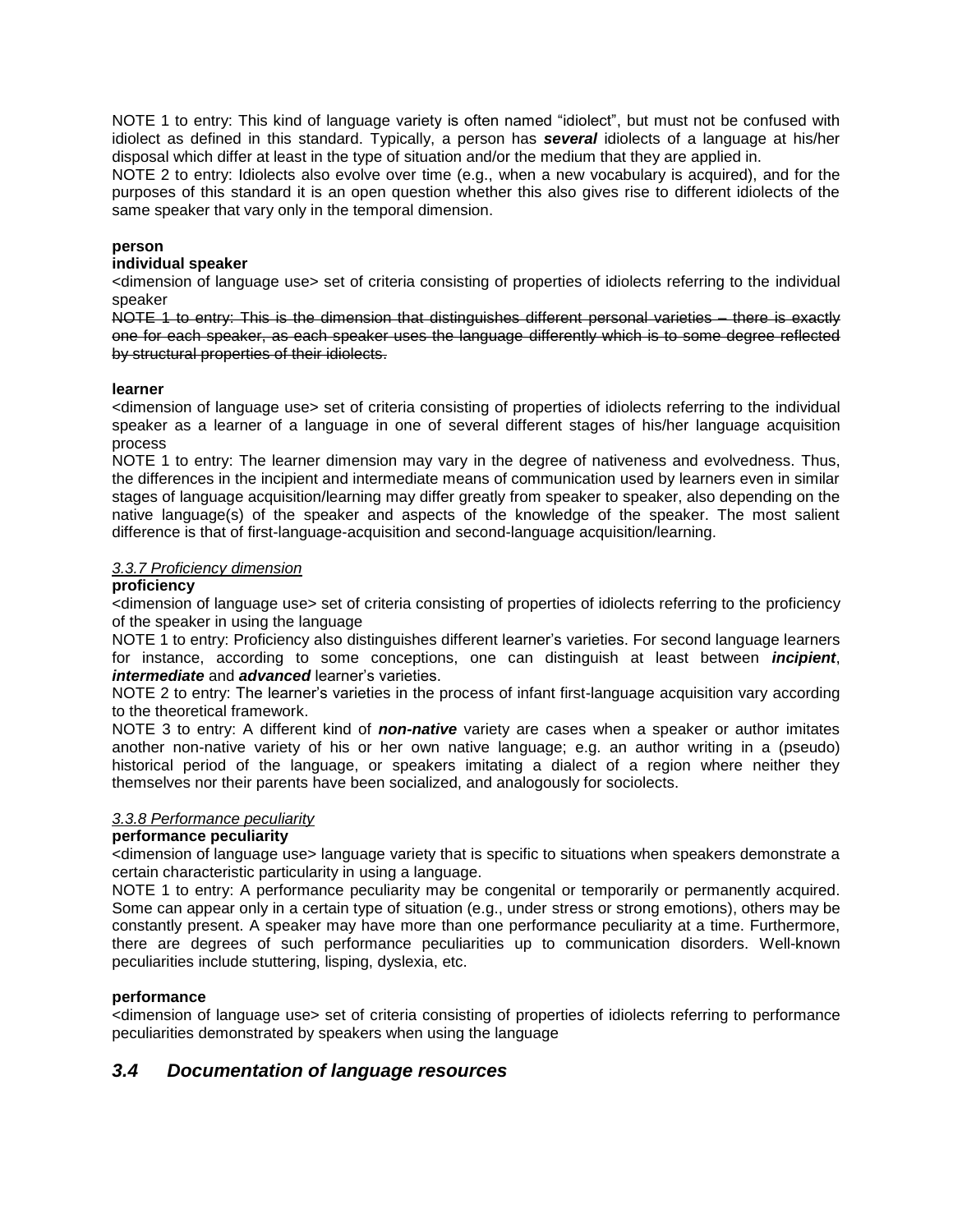NOTE 1 to entry: This kind of language variety is often named “idiolect”, but must not be confused with idiolect as defined in this standard. Typically, a person has ***several*** idiolects of a language at his/her disposal which differ at least in the type of situation and/or the medium that they are applied in.
NOTE 2 to entry: Idiolects also evolve over time (e.g., when a new vocabulary is acquired), and for the purposes of this standard it is an open question whether this also gives rise to different idiolects of the same speaker that vary only in the temporal dimension.

**person**
**individual speaker**
<dimension of language use> set of criteria consisting of properties of idiolects referring to the individual speaker
~~NOTE 1 to entry: This is the dimension that distinguishes different personal varieties – there is exactly one for each speaker, as each speaker uses the language differently which is to some degree reflected by structural properties of their idiolects.~~

**learner**
<dimension of language use> set of criteria consisting of properties of idiolects referring to the individual speaker as a learner of a language in one of several different stages of his/her language acquisition process
NOTE 1 to entry: The learner dimension may vary in the degree of nativeness and evolvedness. Thus, the differences in the incipient and intermediate means of communication used by learners even in similar stages of language acquisition/learning may differ greatly from speaker to speaker, also depending on the native language(s) of the speaker and aspects of the knowledge of the speaker. The most salient difference is that of first-language-acquisition and second-language acquisition/learning.

*3.3.7 Proficiency dimension*
**proficiency**
<dimension of language use> set of criteria consisting of properties of idiolects referring to the proficiency of the speaker in using the language
NOTE 1 to entry: Proficiency also distinguishes different learner’s varieties. For second language learners for instance, according to some conceptions, one can distinguish at least between ***incipient***, ***intermediate*** and ***advanced*** learner’s varieties.
NOTE 2 to entry: The learner’s varieties in the process of infant first-language acquisition vary according to the theoretical framework.
NOTE 3 to entry: A different kind of ***non-native*** variety are cases when a speaker or author imitates another non-native variety of his or her own native language; e.g. an author writing in a (pseudo) historical period of the language, or speakers imitating a dialect of a region where neither they themselves nor their parents have been socialized, and analogously for sociolects.

*3.3.8 Performance peculiarity*
**performance peculiarity**
<dimension of language use> language variety that is specific to situations when speakers demonstrate a certain characteristic particularity in using a language.
NOTE 1 to entry: A performance peculiarity may be congenital or temporarily or permanently acquired. Some can appear only in a certain type of situation (e.g., under stress or strong emotions), others may be constantly present. A speaker may have more than one performance peculiarity at a time. Furthermore, there are degrees of such performance peculiarities up to communication disorders. Well-known peculiarities include stuttering, lisping, dyslexia, etc.

**performance**
<dimension of language use> set of criteria consisting of properties of idiolects referring to performance peculiarities demonstrated by speakers when using the language

## *3.4 Documentation of language resources*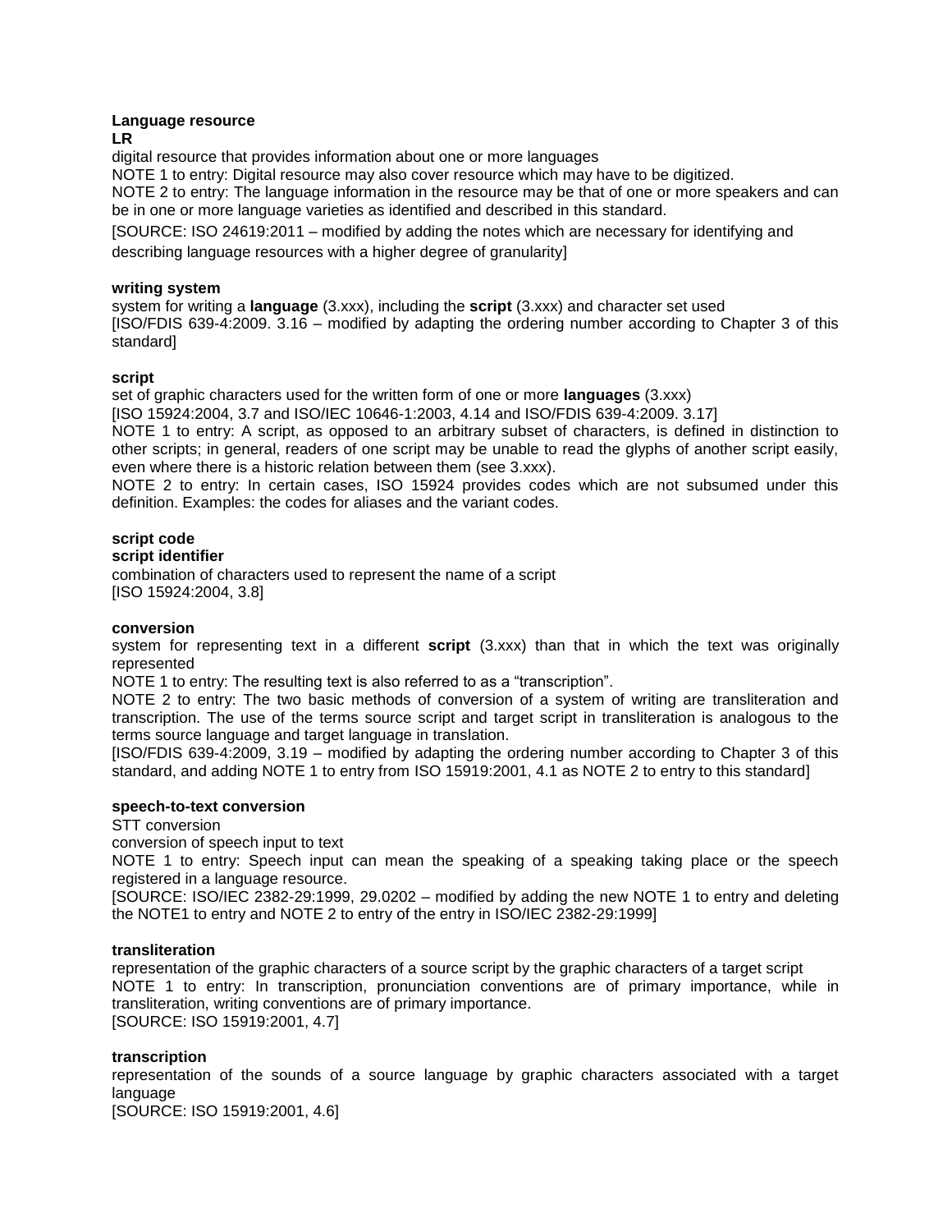**Language resource**
**LR**
digital resource that provides information about one or more languages
NOTE 1 to entry: Digital resource may also cover resource which may have to be digitized.
NOTE 2 to entry: The language information in the resource may be that of one or more speakers and can be in one or more language varieties as identified and described in this standard.
[SOURCE: ISO 24619:2011 – modified by adding the notes which are necessary for identifying and describing language resources with a higher degree of granularity]

**writing system**
system for writing a **language** (3.xxx), including the **script** (3.xxx) and character set used
[ISO/FDIS 639-4:2009. 3.16 – modified by adapting the ordering number according to Chapter 3 of this standard]

**script**
set of graphic characters used for the written form of one or more **languages** (3.xxx)
[ISO 15924:2004, 3.7 and ISO/IEC 10646-1:2003, 4.14 and ISO/FDIS 639-4:2009. 3.17]
NOTE 1 to entry: A script, as opposed to an arbitrary subset of characters, is defined in distinction to other scripts; in general, readers of one script may be unable to read the glyphs of another script easily, even where there is a historic relation between them (see 3.xxx).
NOTE 2 to entry: In certain cases, ISO 15924 provides codes which are not subsumed under this definition. Examples: the codes for aliases and the variant codes.

**script code**
**script identifier**
combination of characters used to represent the name of a script
[ISO 15924:2004, 3.8]

**conversion**
system for representing text in a different **script** (3.xxx) than that in which the text was originally represented
NOTE 1 to entry: The resulting text is also referred to as a "transcription".
NOTE 2 to entry: The two basic methods of conversion of a system of writing are transliteration and transcription. The use of the terms source script and target script in transliteration is analogous to the terms source language and target language in translation.
[ISO/FDIS 639-4:2009, 3.19 – modified by adapting the ordering number according to Chapter 3 of this standard, and adding NOTE 1 to entry from ISO 15919:2001, 4.1 as NOTE 2 to entry to this standard]

**speech-to-text conversion**
STT conversion
conversion of speech input to text
NOTE 1 to entry: Speech input can mean the speaking of a speaking taking place or the speech registered in a language resource.
[SOURCE: ISO/IEC 2382-29:1999, 29.0202 – modified by adding the new NOTE 1 to entry and deleting the NOTE1 to entry and NOTE 2 to entry of the entry in ISO/IEC 2382-29:1999]

**transliteration**
representation of the graphic characters of a source script by the graphic characters of a target script
NOTE 1 to entry: In transcription, pronunciation conventions are of primary importance, while in transliteration, writing conventions are of primary importance.
[SOURCE: ISO 15919:2001, 4.7]

**transcription**
representation of the sounds of a source language by graphic characters associated with a target language
[SOURCE: ISO 15919:2001, 4.6]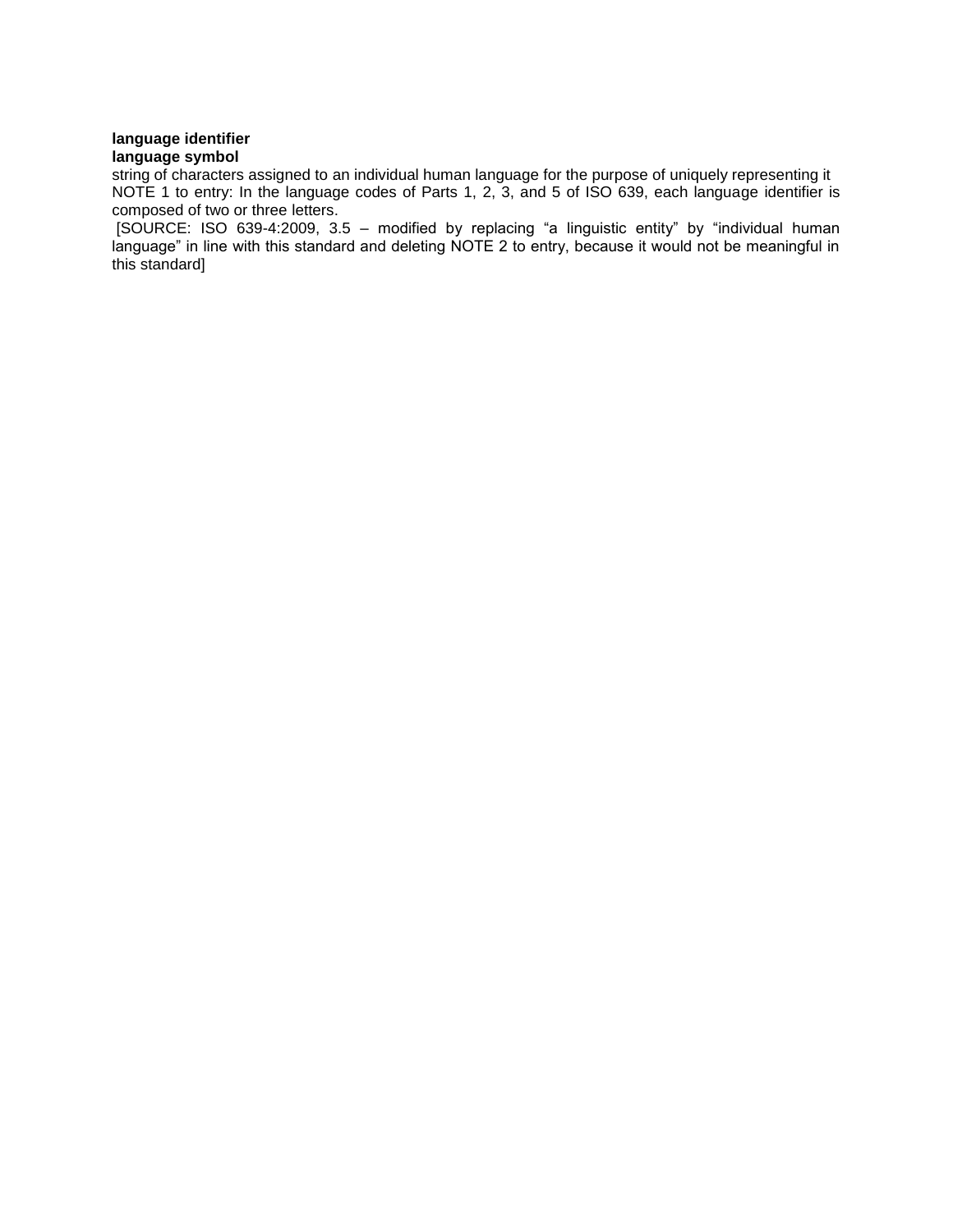**language identifier**
**language symbol**
string of characters assigned to an individual human language for the purpose of uniquely representing it
NOTE 1 to entry: In the language codes of Parts 1, 2, 3, and 5 of ISO 639, each language identifier is composed of two or three letters.
[SOURCE: ISO 639-4:2009, 3.5 – modified by replacing “a linguistic entity” by “individual human language” in line with this standard and deleting NOTE 2 to entry, because it would not be meaningful in this standard]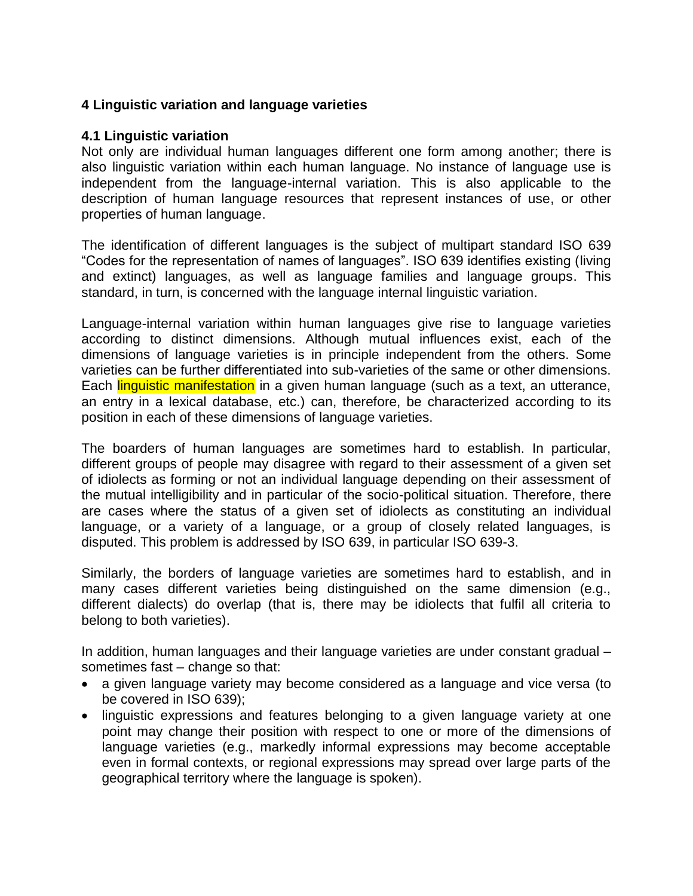## 4 Linguistic variation and language varieties

### 4.1 Linguistic variation

Not only are individual human languages different one form among another; there is also linguistic variation within each human language. No instance of language use is independent from the language-internal variation. This is also applicable to the description of human language resources that represent instances of use, or other properties of human language.

The identification of different languages is the subject of multipart standard ISO 639 "Codes for the representation of names of languages". ISO 639 identifies existing (living and extinct) languages, as well as language families and language groups. This standard, in turn, is concerned with the language internal linguistic variation.

Language-internal variation within human languages give rise to language varieties according to distinct dimensions. Although mutual influences exist, each of the dimensions of language varieties is in principle independent from the others. Some varieties can be further differentiated into sub-varieties of the same or other dimensions. Each linguistic manifestation in a given human language (such as a text, an utterance, an entry in a lexical database, etc.) can, therefore, be characterized according to its position in each of these dimensions of language varieties.

The boarders of human languages are sometimes hard to establish. In particular, different groups of people may disagree with regard to their assessment of a given set of idiolects as forming or not an individual language depending on their assessment of the mutual intelligibility and in particular of the socio-political situation. Therefore, there are cases where the status of a given set of idiolects as constituting an individual language, or a variety of a language, or a group of closely related languages, is disputed. This problem is addressed by ISO 639, in particular ISO 639-3.

Similarly, the borders of language varieties are sometimes hard to establish, and in many cases different varieties being distinguished on the same dimension (e.g., different dialects) do overlap (that is, there may be idiolects that fulfil all criteria to belong to both varieties).

In addition, human languages and their language varieties are under constant gradual – sometimes fast – change so that:

- a given language variety may become considered as a language and vice versa (to be covered in ISO 639);
- linguistic expressions and features belonging to a given language variety at one point may change their position with respect to one or more of the dimensions of language varieties (e.g., markedly informal expressions may become acceptable even in formal contexts, or regional expressions may spread over large parts of the geographical territory where the language is spoken).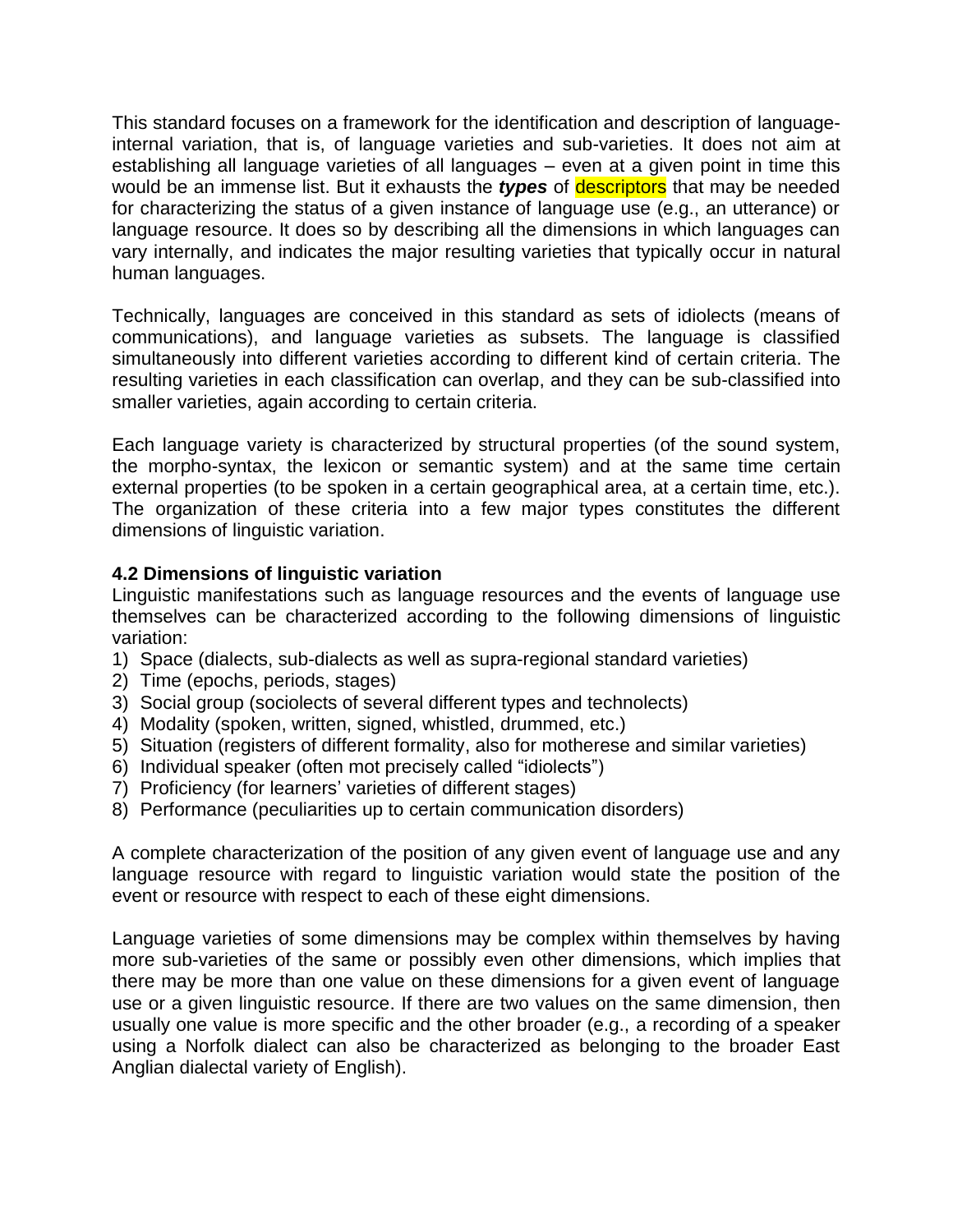This standard focuses on a framework for the identification and description of language-internal variation, that is, of language varieties and sub-varieties. It does not aim at establishing all language varieties of all languages – even at a given point in time this would be an immense list. But it exhausts the ***types*** of descriptors that may be needed for characterizing the status of a given instance of language use (e.g., an utterance) or language resource. It does so by describing all the dimensions in which languages can vary internally, and indicates the major resulting varieties that typically occur in natural human languages.

Technically, languages are conceived in this standard as sets of idiolects (means of communications), and language varieties as subsets. The language is classified simultaneously into different varieties according to different kind of certain criteria. The resulting varieties in each classification can overlap, and they can be sub-classified into smaller varieties, again according to certain criteria.

Each language variety is characterized by structural properties (of the sound system, the morpho-syntax, the lexicon or semantic system) and at the same time certain external properties (to be spoken in a certain geographical area, at a certain time, etc.). The organization of these criteria into a few major types constitutes the different dimensions of linguistic variation.

### 4.2 Dimensions of linguistic variation

Linguistic manifestations such as language resources and the events of language use themselves can be characterized according to the following dimensions of linguistic variation:

1) Space (dialects, sub-dialects as well as supra-regional standard varieties)
2) Time (epochs, periods, stages)
3) Social group (sociolects of several different types and technolects)
4) Modality (spoken, written, signed, whistled, drummed, etc.)
5) Situation (registers of different formality, also for motherese and similar varieties)
6) Individual speaker (often mot precisely called "idiolects")
7) Proficiency (for learners' varieties of different stages)
8) Performance (peculiarities up to certain communication disorders)

A complete characterization of the position of any given event of language use and any language resource with regard to linguistic variation would state the position of the event or resource with respect to each of these eight dimensions.

Language varieties of some dimensions may be complex within themselves by having more sub-varieties of the same or possibly even other dimensions, which implies that there may be more than one value on these dimensions for a given event of language use or a given linguistic resource. If there are two values on the same dimension, then usually one value is more specific and the other broader (e.g., a recording of a speaker using a Norfolk dialect can also be characterized as belonging to the broader East Anglian dialectal variety of English).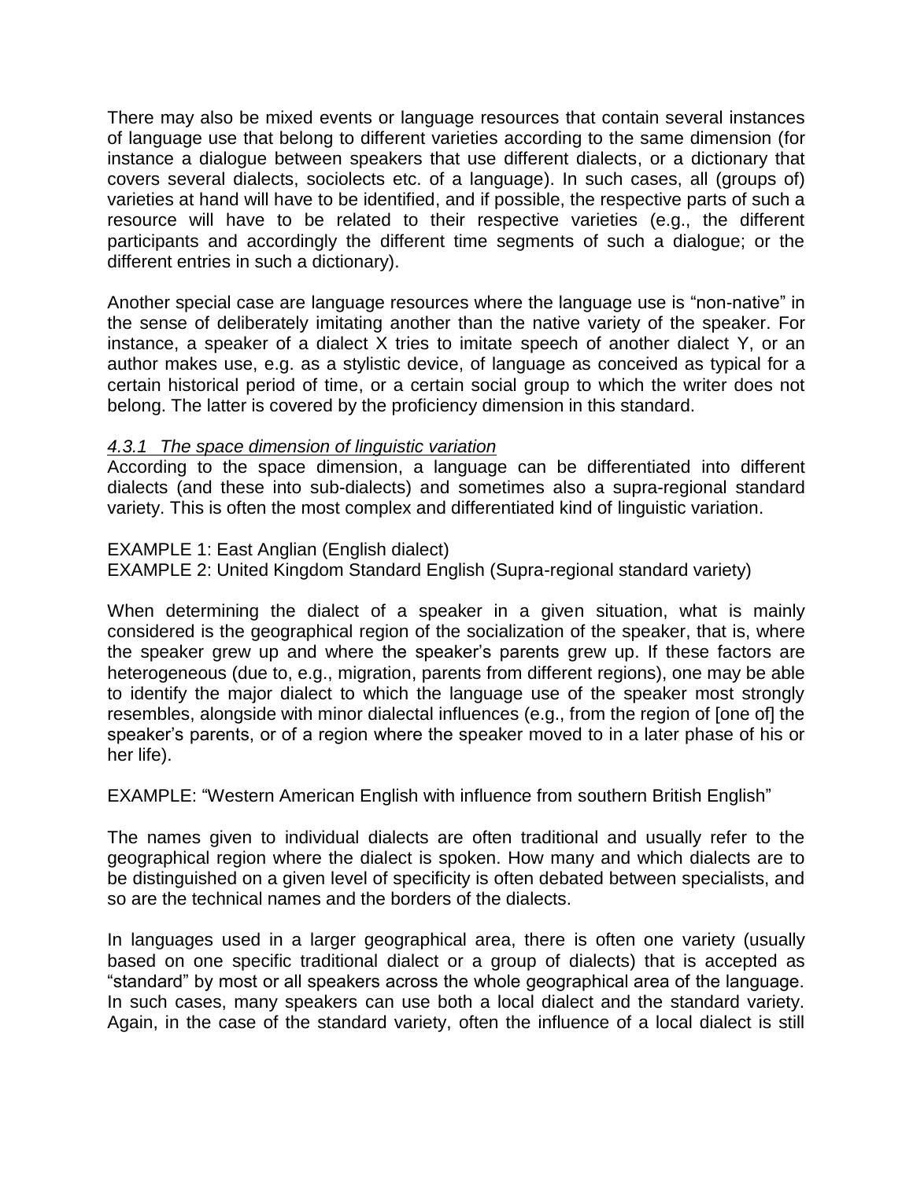There may also be mixed events or language resources that contain several instances of language use that belong to different varieties according to the same dimension (for instance a dialogue between speakers that use different dialects, or a dictionary that covers several dialects, sociolects etc. of a language). In such cases, all (groups of) varieties at hand will have to be identified, and if possible, the respective parts of such a resource will have to be related to their respective varieties (e.g., the different participants and accordingly the different time segments of such a dialogue; or the different entries in such a dictionary).

Another special case are language resources where the language use is "non-native" in the sense of deliberately imitating another than the native variety of the speaker. For instance, a speaker of a dialect X tries to imitate speech of another dialect Y, or an author makes use, e.g. as a stylistic device, of language as conceived as typical for a certain historical period of time, or a certain social group to which the writer does not belong. The latter is covered by the proficiency dimension in this standard.

### *4.3.1 The space dimension of linguistic variation*

According to the space dimension, a language can be differentiated into different dialects (and these into sub-dialects) and sometimes also a supra-regional standard variety. This is often the most complex and differentiated kind of linguistic variation.

EXAMPLE 1: East Anglian (English dialect)
EXAMPLE 2: United Kingdom Standard English (Supra-regional standard variety)

When determining the dialect of a speaker in a given situation, what is mainly considered is the geographical region of the socialization of the speaker, that is, where the speaker grew up and where the speaker's parents grew up. If these factors are heterogeneous (due to, e.g., migration, parents from different regions), one may be able to identify the major dialect to which the language use of the speaker most strongly resembles, alongside with minor dialectal influences (e.g., from the region of [one of] the speaker's parents, or of a region where the speaker moved to in a later phase of his or her life).

EXAMPLE: "Western American English with influence from southern British English"

The names given to individual dialects are often traditional and usually refer to the geographical region where the dialect is spoken. How many and which dialects are to be distinguished on a given level of specificity is often debated between specialists, and so are the technical names and the borders of the dialects.

In languages used in a larger geographical area, there is often one variety (usually based on one specific traditional dialect or a group of dialects) that is accepted as "standard" by most or all speakers across the whole geographical area of the language. In such cases, many speakers can use both a local dialect and the standard variety. Again, in the case of the standard variety, often the influence of a local dialect is still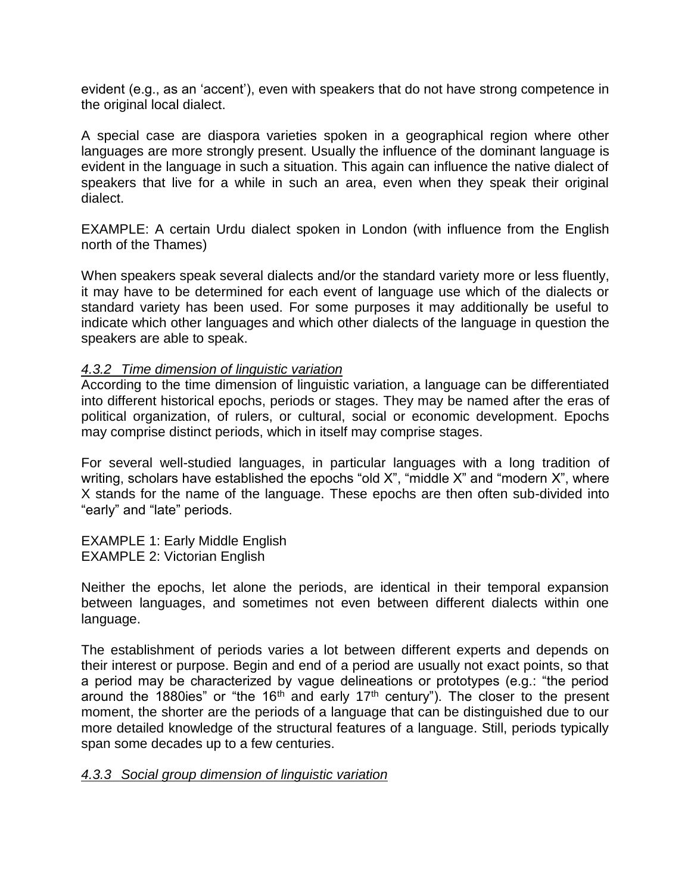evident (e.g., as an 'accent'), even with speakers that do not have strong competence in the original local dialect.

A special case are diaspora varieties spoken in a geographical region where other languages are more strongly present. Usually the influence of the dominant language is evident in the language in such a situation. This again can influence the native dialect of speakers that live for a while in such an area, even when they speak their original dialect.

EXAMPLE: A certain Urdu dialect spoken in London (with influence from the English north of the Thames)

When speakers speak several dialects and/or the standard variety more or less fluently, it may have to be determined for each event of language use which of the dialects or standard variety has been used. For some purposes it may additionally be useful to indicate which other languages and which other dialects of the language in question the speakers are able to speak.

### *4.3.2 Time dimension of linguistic variation*

According to the time dimension of linguistic variation, a language can be differentiated into different historical epochs, periods or stages. They may be named after the eras of political organization, of rulers, or cultural, social or economic development. Epochs may comprise distinct periods, which in itself may comprise stages.

For several well-studied languages, in particular languages with a long tradition of writing, scholars have established the epochs "old X", "middle X" and "modern X", where X stands for the name of the language. These epochs are then often sub-divided into "early" and "late" periods.

EXAMPLE 1: Early Middle English
EXAMPLE 2: Victorian English

Neither the epochs, let alone the periods, are identical in their temporal expansion between languages, and sometimes not even between different dialects within one language.

The establishment of periods varies a lot between different experts and depends on their interest or purpose. Begin and end of a period are usually not exact points, so that a period may be characterized by vague delineations or prototypes (e.g.: "the period around the 1880ies" or "the 16th and early 17th century"). The closer to the present moment, the shorter are the periods of a language that can be distinguished due to our more detailed knowledge of the structural features of a language. Still, periods typically span some decades up to a few centuries.

### *4.3.3 Social group dimension of linguistic variation*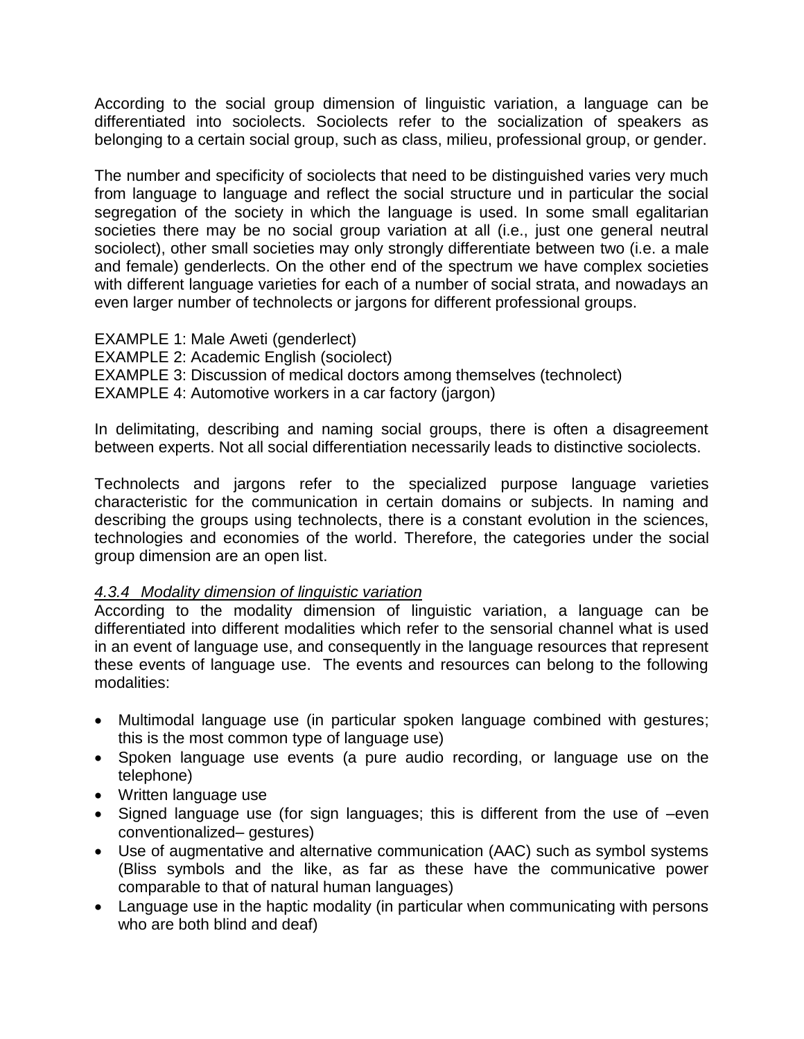According to the social group dimension of linguistic variation, a language can be differentiated into sociolects. Sociolects refer to the socialization of speakers as belonging to a certain social group, such as class, milieu, professional group, or gender.

The number and specificity of sociolects that need to be distinguished varies very much from language to language and reflect the social structure und in particular the social segregation of the society in which the language is used. In some small egalitarian societies there may be no social group variation at all (i.e., just one general neutral sociolect), other small societies may only strongly differentiate between two (i.e. a male and female) genderlects. On the other end of the spectrum we have complex societies with different language varieties for each of a number of social strata, and nowadays an even larger number of technolects or jargons for different professional groups.

EXAMPLE 1: Male Aweti (genderlect)
EXAMPLE 2: Academic English (sociolect)
EXAMPLE 3: Discussion of medical doctors among themselves (technolect)
EXAMPLE 4: Automotive workers in a car factory (jargon)

In delimitating, describing and naming social groups, there is often a disagreement between experts. Not all social differentiation necessarily leads to distinctive sociolects.

Technolects and jargons refer to the specialized purpose language varieties characteristic for the communication in certain domains or subjects. In naming and describing the groups using technolects, there is a constant evolution in the sciences, technologies and economies of the world. Therefore, the categories under the social group dimension are an open list.

#### *4.3.4 Modality dimension of linguistic variation*

According to the modality dimension of linguistic variation, a language can be differentiated into different modalities which refer to the sensorial channel what is used in an event of language use, and consequently in the language resources that represent these events of language use. The events and resources can belong to the following modalities:

- Multimodal language use (in particular spoken language combined with gestures; this is the most common type of language use)
- Spoken language use events (a pure audio recording, or language use on the telephone)
- Written language use
- Signed language use (for sign languages; this is different from the use of –even conventionalized– gestures)
- Use of augmentative and alternative communication (AAC) such as symbol systems (Bliss symbols and the like, as far as these have the communicative power comparable to that of natural human languages)
- Language use in the haptic modality (in particular when communicating with persons who are both blind and deaf)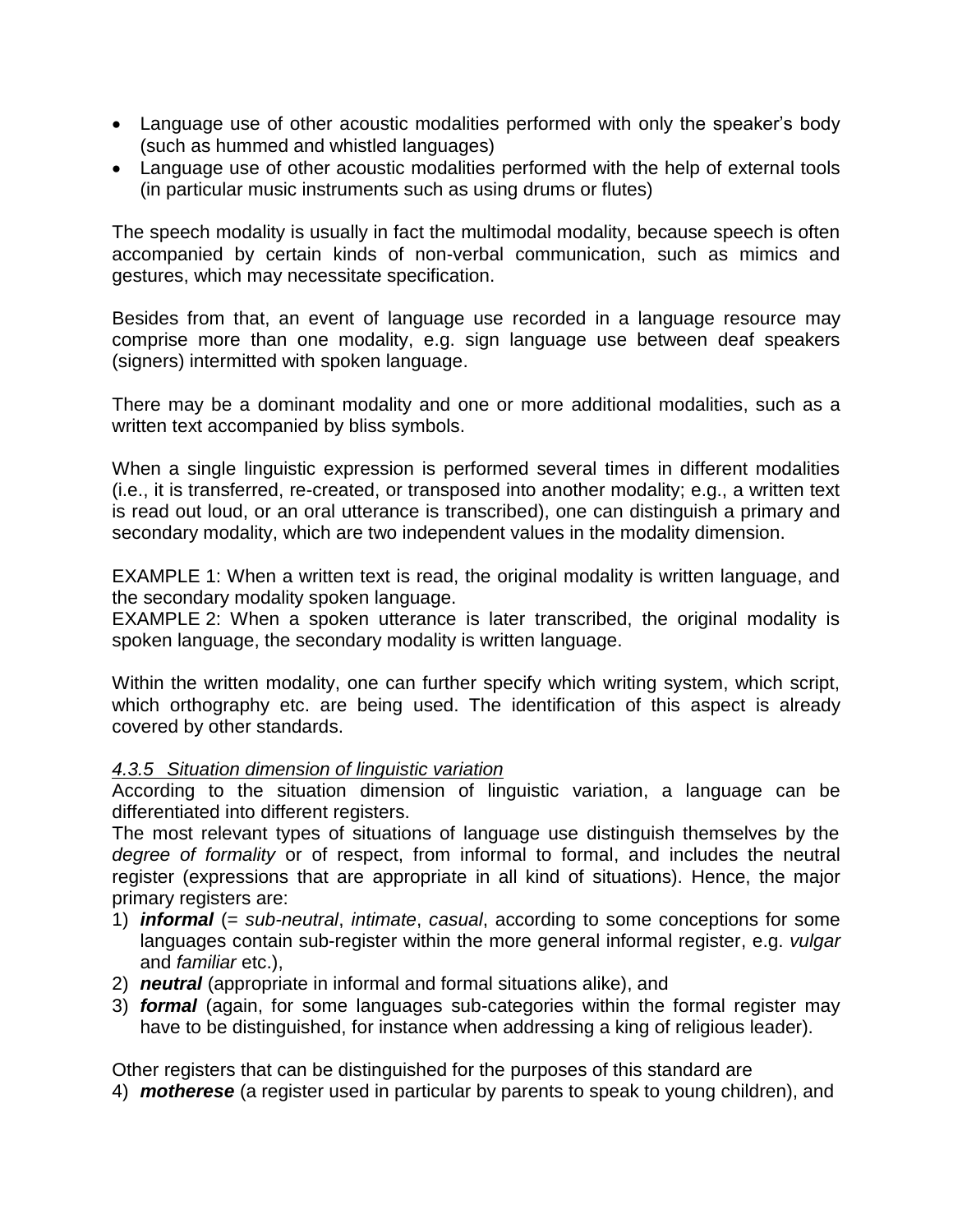- Language use of other acoustic modalities performed with only the speaker's body (such as hummed and whistled languages)
- Language use of other acoustic modalities performed with the help of external tools (in particular music instruments such as using drums or flutes)

The speech modality is usually in fact the multimodal modality, because speech is often accompanied by certain kinds of non-verbal communication, such as mimics and gestures, which may necessitate specification.

Besides from that, an event of language use recorded in a language resource may comprise more than one modality, e.g. sign language use between deaf speakers (signers) intermitted with spoken language.

There may be a dominant modality and one or more additional modalities, such as a written text accompanied by bliss symbols.

When a single linguistic expression is performed several times in different modalities (i.e., it is transferred, re-created, or transposed into another modality; e.g., a written text is read out loud, or an oral utterance is transcribed), one can distinguish a primary and secondary modality, which are two independent values in the modality dimension.

EXAMPLE 1: When a written text is read, the original modality is written language, and the secondary modality spoken language.
EXAMPLE 2: When a spoken utterance is later transcribed, the original modality is spoken language, the secondary modality is written language.

Within the written modality, one can further specify which writing system, which script, which orthography etc. are being used. The identification of this aspect is already covered by other standards.

#### *4.3.5 Situation dimension of linguistic variation*

According to the situation dimension of linguistic variation, a language can be differentiated into different registers.
The most relevant types of situations of language use distinguish themselves by the *degree of formality* or of respect, from informal to formal, and includes the neutral register (expressions that are appropriate in all kind of situations). Hence, the major primary registers are:

1) ***informal*** (= *sub-neutral*, *intimate*, *casual*, according to some conceptions for some languages contain sub-register within the more general informal register, e.g. *vulgar* and *familiar* etc.),
2) ***neutral*** (appropriate in informal and formal situations alike), and
3) ***formal*** (again, for some languages sub-categories within the formal register may have to be distinguished, for instance when addressing a king of religious leader).

Other registers that can be distinguished for the purposes of this standard are

4) ***motherese*** (a register used in particular by parents to speak to young children), and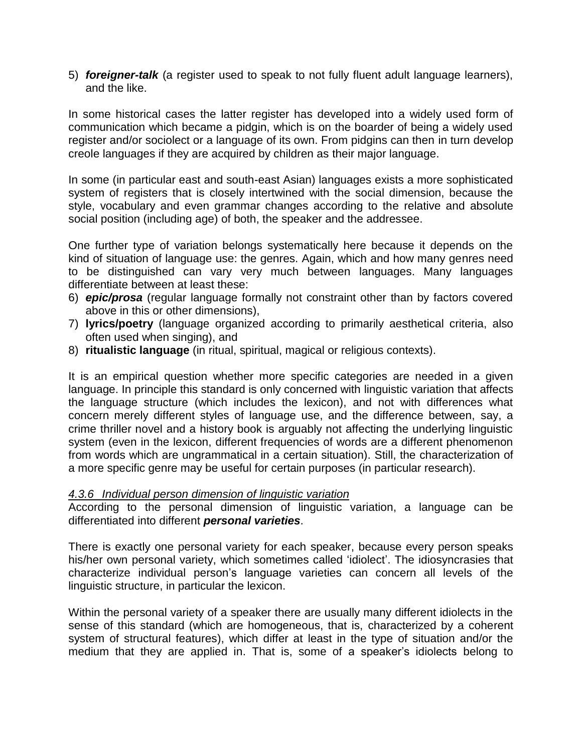5) ***foreigner-talk*** (a register used to speak to not fully fluent adult language learners), and the like.

In some historical cases the latter register has developed into a widely used form of communication which became a pidgin, which is on the boarder of being a widely used register and/or sociolect or a language of its own. From pidgins can then in turn develop creole languages if they are acquired by children as their major language.

In some (in particular east and south-east Asian) languages exists a more sophisticated system of registers that is closely intertwined with the social dimension, because the style, vocabulary and even grammar changes according to the relative and absolute social position (including age) of both, the speaker and the addressee.

One further type of variation belongs systematically here because it depends on the kind of situation of language use: the genres. Again, which and how many genres need to be distinguished can vary very much between languages. Many languages differentiate between at least these:

6) ***epic/prosa*** (regular language formally not constraint other than by factors covered above in this or other dimensions),
7) **lyrics/poetry** (language organized according to primarily aesthetical criteria, also often used when singing), and
8) **ritualistic language** (in ritual, spiritual, magical or religious contexts).

It is an empirical question whether more specific categories are needed in a given language. In principle this standard is only concerned with linguistic variation that affects the language structure (which includes the lexicon), and not with differences what concern merely different styles of language use, and the difference between, say, a crime thriller novel and a history book is arguably not affecting the underlying linguistic system (even in the lexicon, different frequencies of words are a different phenomenon from words which are ungrammatical in a certain situation). Still, the characterization of a more specific genre may be useful for certain purposes (in particular research).

#### *4.3.6 Individual person dimension of linguistic variation*

According to the personal dimension of linguistic variation, a language can be differentiated into different ***personal varieties***.

There is exactly one personal variety for each speaker, because every person speaks his/her own personal variety, which sometimes called 'idiolect'. The idiosyncrasies that characterize individual person's language varieties can concern all levels of the linguistic structure, in particular the lexicon.

Within the personal variety of a speaker there are usually many different idiolects in the sense of this standard (which are homogeneous, that is, characterized by a coherent system of structural features), which differ at least in the type of situation and/or the medium that they are applied in. That is, some of a speaker's idiolects belong to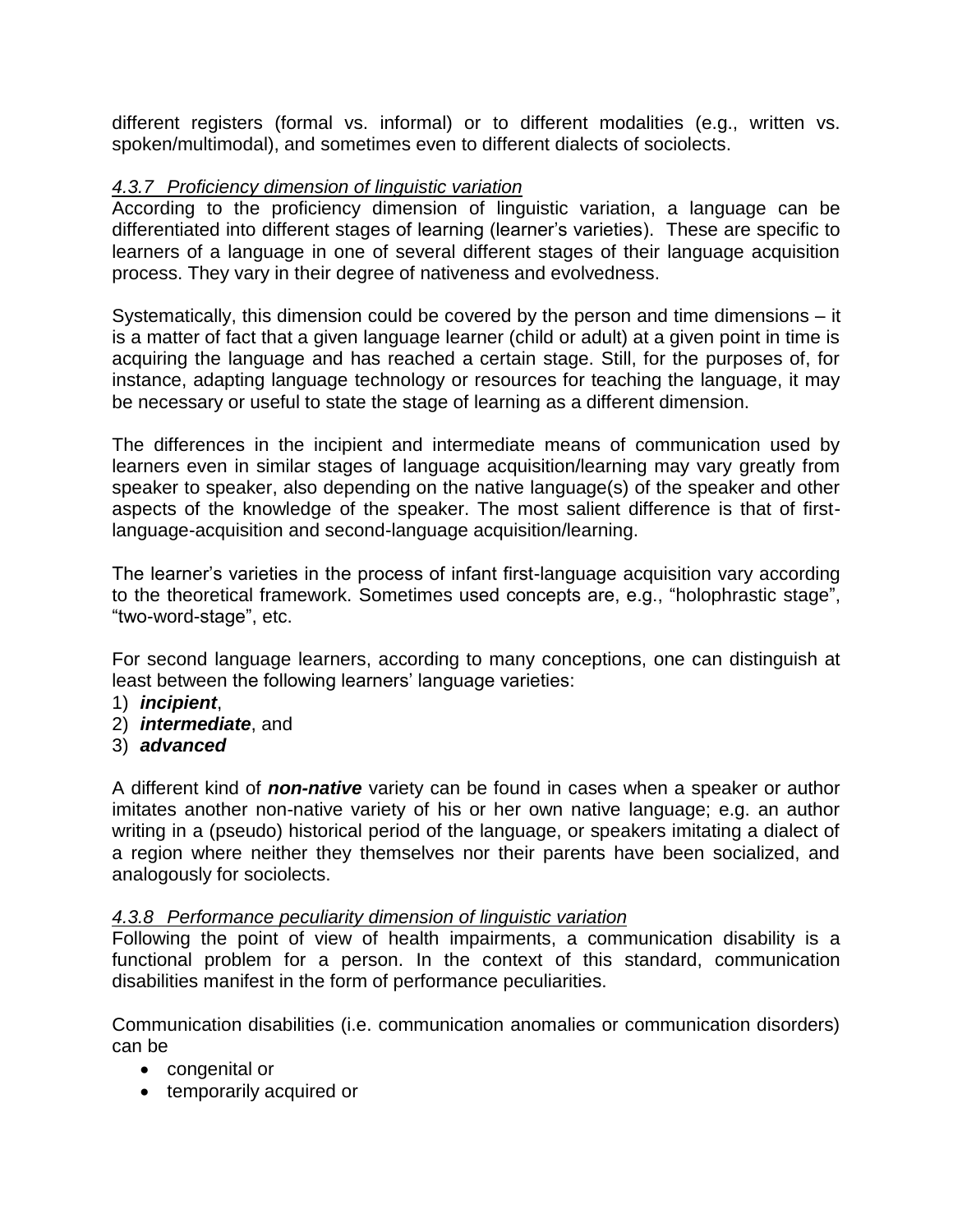different registers (formal vs. informal) or to different modalities (e.g., written vs. spoken/multimodal), and sometimes even to different dialects of sociolects.

### *4.3.7 Proficiency dimension of linguistic variation*

According to the proficiency dimension of linguistic variation, a language can be differentiated into different stages of learning (learner's varieties). These are specific to learners of a language in one of several different stages of their language acquisition process. They vary in their degree of nativeness and evolvedness.

Systematically, this dimension could be covered by the person and time dimensions – it is a matter of fact that a given language learner (child or adult) at a given point in time is acquiring the language and has reached a certain stage. Still, for the purposes of, for instance, adapting language technology or resources for teaching the language, it may be necessary or useful to state the stage of learning as a different dimension.

The differences in the incipient and intermediate means of communication used by learners even in similar stages of language acquisition/learning may vary greatly from speaker to speaker, also depending on the native language(s) of the speaker and other aspects of the knowledge of the speaker. The most salient difference is that of first-language-acquisition and second-language acquisition/learning.

The learner's varieties in the process of infant first-language acquisition vary according to the theoretical framework. Sometimes used concepts are, e.g., "holophrastic stage", "two-word-stage", etc.

For second language learners, according to many conceptions, one can distinguish at least between the following learners' language varieties:

1) ***incipient***,
2) ***intermediate***, and
3) ***advanced***

A different kind of ***non-native*** variety can be found in cases when a speaker or author imitates another non-native variety of his or her own native language; e.g. an author writing in a (pseudo) historical period of the language, or speakers imitating a dialect of a region where neither they themselves nor their parents have been socialized, and analogously for sociolects.

### *4.3.8 Performance peculiarity dimension of linguistic variation*

Following the point of view of health impairments, a communication disability is a functional problem for a person. In the context of this standard, communication disabilities manifest in the form of performance peculiarities.

Communication disabilities (i.e. communication anomalies or communication disorders) can be

- congenital or
- temporarily acquired or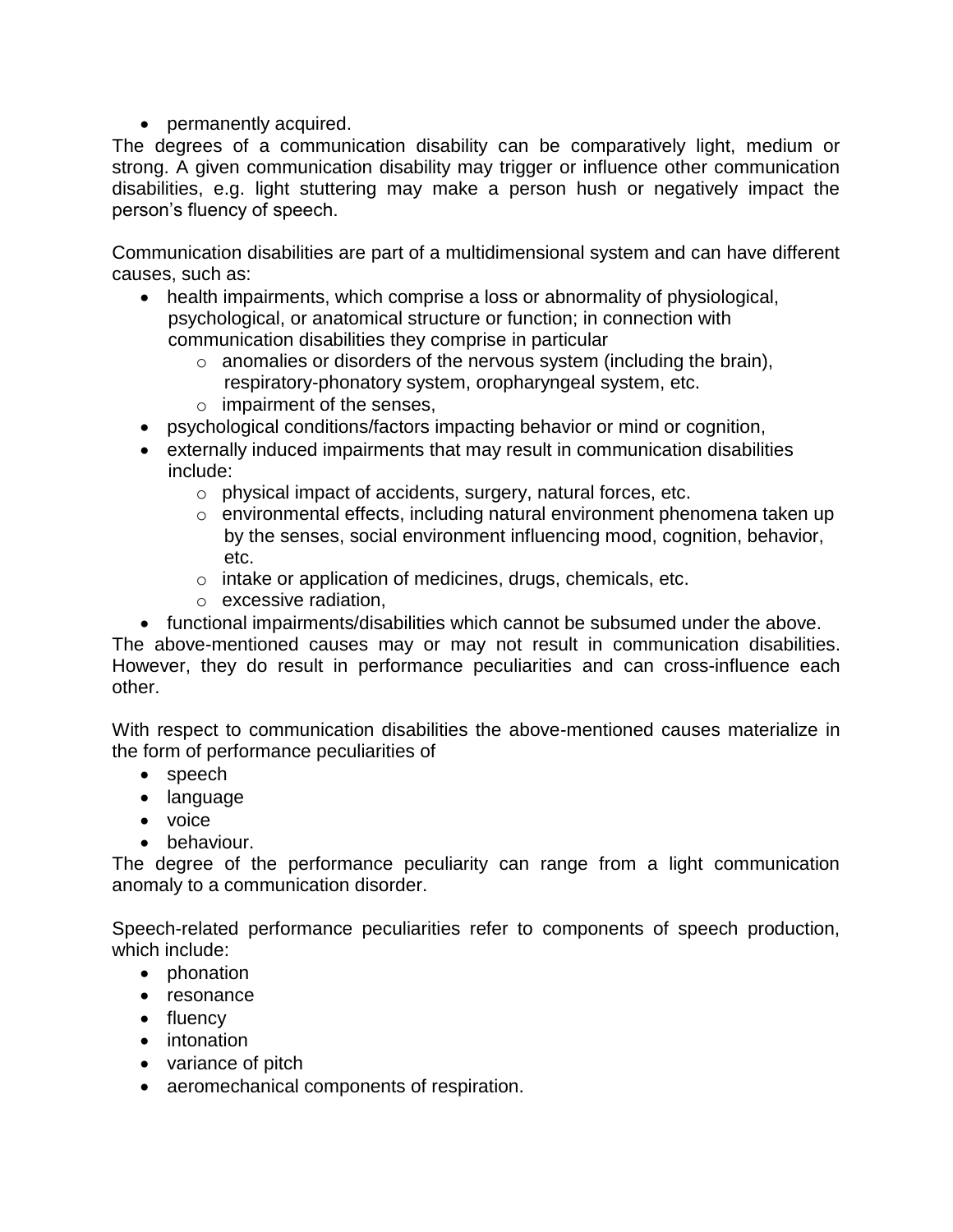- permanently acquired.

The degrees of a communication disability can be comparatively light, medium or strong. A given communication disability may trigger or influence other communication disabilities, e.g. light stuttering may make a person hush or negatively impact the person's fluency of speech.

Communication disabilities are part of a multidimensional system and can have different causes, such as:

- health impairments, which comprise a loss or abnormality of physiological, psychological, or anatomical structure or function; in connection with communication disabilities they comprise in particular
  - anomalies or disorders of the nervous system (including the brain), respiratory-phonatory system, oropharyngeal system, etc.
  - impairment of the senses,
- psychological conditions/factors impacting behavior or mind or cognition,
- externally induced impairments that may result in communication disabilities include:
  - physical impact of accidents, surgery, natural forces, etc.
  - environmental effects, including natural environment phenomena taken up by the senses, social environment influencing mood, cognition, behavior, etc.
  - intake or application of medicines, drugs, chemicals, etc.
  - excessive radiation,
- functional impairments/disabilities which cannot be subsumed under the above.

The above-mentioned causes may or may not result in communication disabilities. However, they do result in performance peculiarities and can cross-influence each other.

With respect to communication disabilities the above-mentioned causes materialize in the form of performance peculiarities of

- speech
- language
- voice
- behaviour.

The degree of the performance peculiarity can range from a light communication anomaly to a communication disorder.

Speech-related performance peculiarities refer to components of speech production, which include:

- phonation
- resonance
- fluency
- intonation
- variance of pitch
- aeromechanical components of respiration.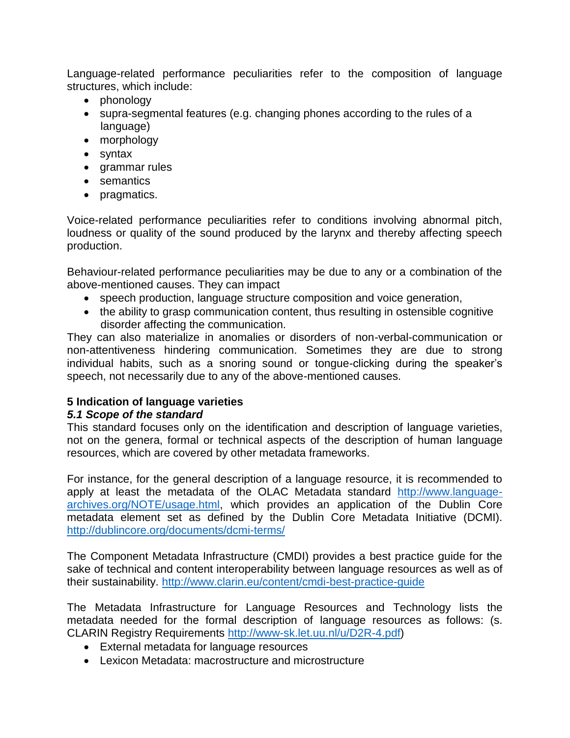Language-related performance peculiarities refer to the composition of language structures, which include:

- phonology
- supra-segmental features (e.g. changing phones according to the rules of a language)
- morphology
- syntax
- grammar rules
- semantics
- pragmatics.

Voice-related performance peculiarities refer to conditions involving abnormal pitch, loudness or quality of the sound produced by the larynx and thereby affecting speech production.

Behaviour-related performance peculiarities may be due to any or a combination of the above-mentioned causes. They can impact

- speech production, language structure composition and voice generation,
- the ability to grasp communication content, thus resulting in ostensible cognitive disorder affecting the communication.

They can also materialize in anomalies or disorders of non-verbal-communication or non-attentiveness hindering communication. Sometimes they are due to strong individual habits, such as a snoring sound or tongue-clicking during the speaker's speech, not necessarily due to any of the above-mentioned causes.

## 5 Indication of language varieties

### *5.1 Scope of the standard*

This standard focuses only on the identification and description of language varieties, not on the genera, formal or technical aspects of the description of human language resources, which are covered by other metadata frameworks.

For instance, for the general description of a language resource, it is recommended to apply at least the metadata of the OLAC Metadata standard http://www.language-archives.org/NOTE/usage.html, which provides an application of the Dublin Core metadata element set as defined by the Dublin Core Metadata Initiative (DCMI). http://dublincore.org/documents/dcmi-terms/

The Component Metadata Infrastructure (CMDI) provides a best practice guide for the sake of technical and content interoperability between language resources as well as of their sustainability. http://www.clarin.eu/content/cmdi-best-practice-guide

The Metadata Infrastructure for Language Resources and Technology lists the metadata needed for the formal description of language resources as follows: (s. CLARIN Registry Requirements http://www-sk.let.uu.nl/u/D2R-4.pdf)

- External metadata for language resources
- Lexicon Metadata: macrostructure and microstructure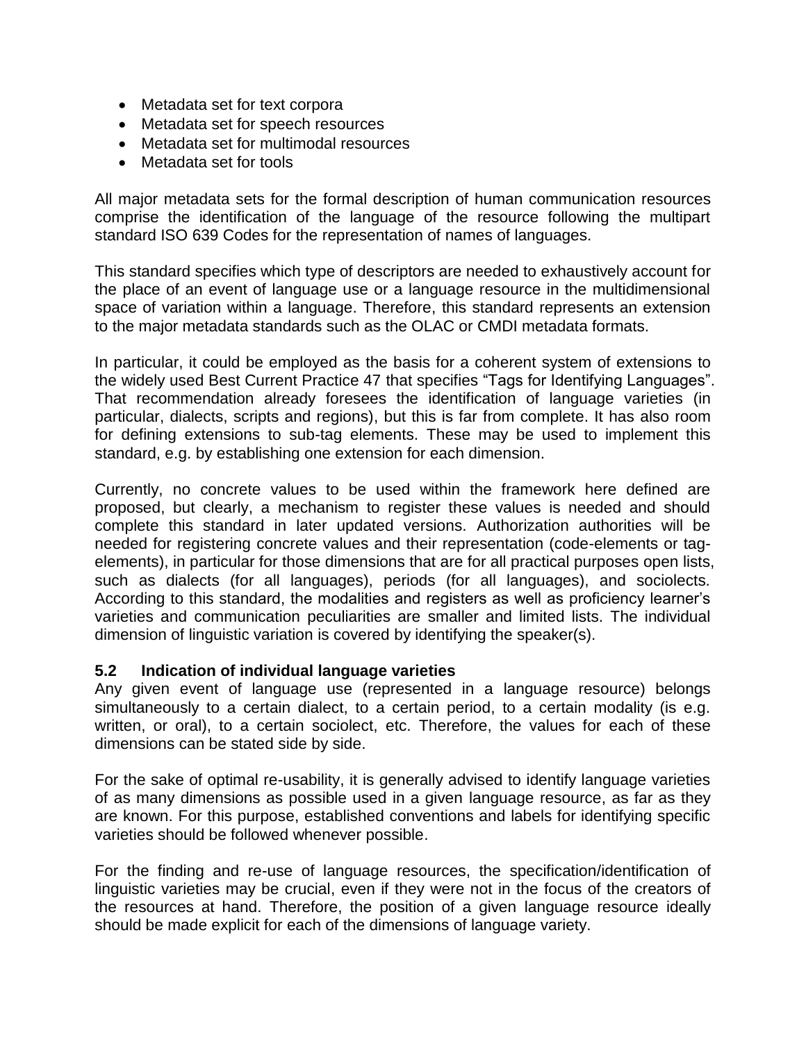- Metadata set for text corpora
- Metadata set for speech resources
- Metadata set for multimodal resources
- Metadata set for tools

All major metadata sets for the formal description of human communication resources comprise the identification of the language of the resource following the multipart standard ISO 639 Codes for the representation of names of languages.

This standard specifies which type of descriptors are needed to exhaustively account for the place of an event of language use or a language resource in the multidimensional space of variation within a language. Therefore, this standard represents an extension to the major metadata standards such as the OLAC or CMDI metadata formats.

In particular, it could be employed as the basis for a coherent system of extensions to the widely used Best Current Practice 47 that specifies "Tags for Identifying Languages". That recommendation already foresees the identification of language varieties (in particular, dialects, scripts and regions), but this is far from complete. It has also room for defining extensions to sub-tag elements. These may be used to implement this standard, e.g. by establishing one extension for each dimension.

Currently, no concrete values to be used within the framework here defined are proposed, but clearly, a mechanism to register these values is needed and should complete this standard in later updated versions. Authorization authorities will be needed for registering concrete values and their representation (code-elements or tag-elements), in particular for those dimensions that are for all practical purposes open lists, such as dialects (for all languages), periods (for all languages), and sociolects. According to this standard, the modalities and registers as well as proficiency learner's varieties and communication peculiarities are smaller and limited lists. The individual dimension of linguistic variation is covered by identifying the speaker(s).

### 5.2 Indication of individual language varieties

Any given event of language use (represented in a language resource) belongs simultaneously to a certain dialect, to a certain period, to a certain modality (is e.g. written, or oral), to a certain sociolect, etc. Therefore, the values for each of these dimensions can be stated side by side.

For the sake of optimal re-usability, it is generally advised to identify language varieties of as many dimensions as possible used in a given language resource, as far as they are known. For this purpose, established conventions and labels for identifying specific varieties should be followed whenever possible.

For the finding and re-use of language resources, the specification/identification of linguistic varieties may be crucial, even if they were not in the focus of the creators of the resources at hand. Therefore, the position of a given language resource ideally should be made explicit for each of the dimensions of language variety.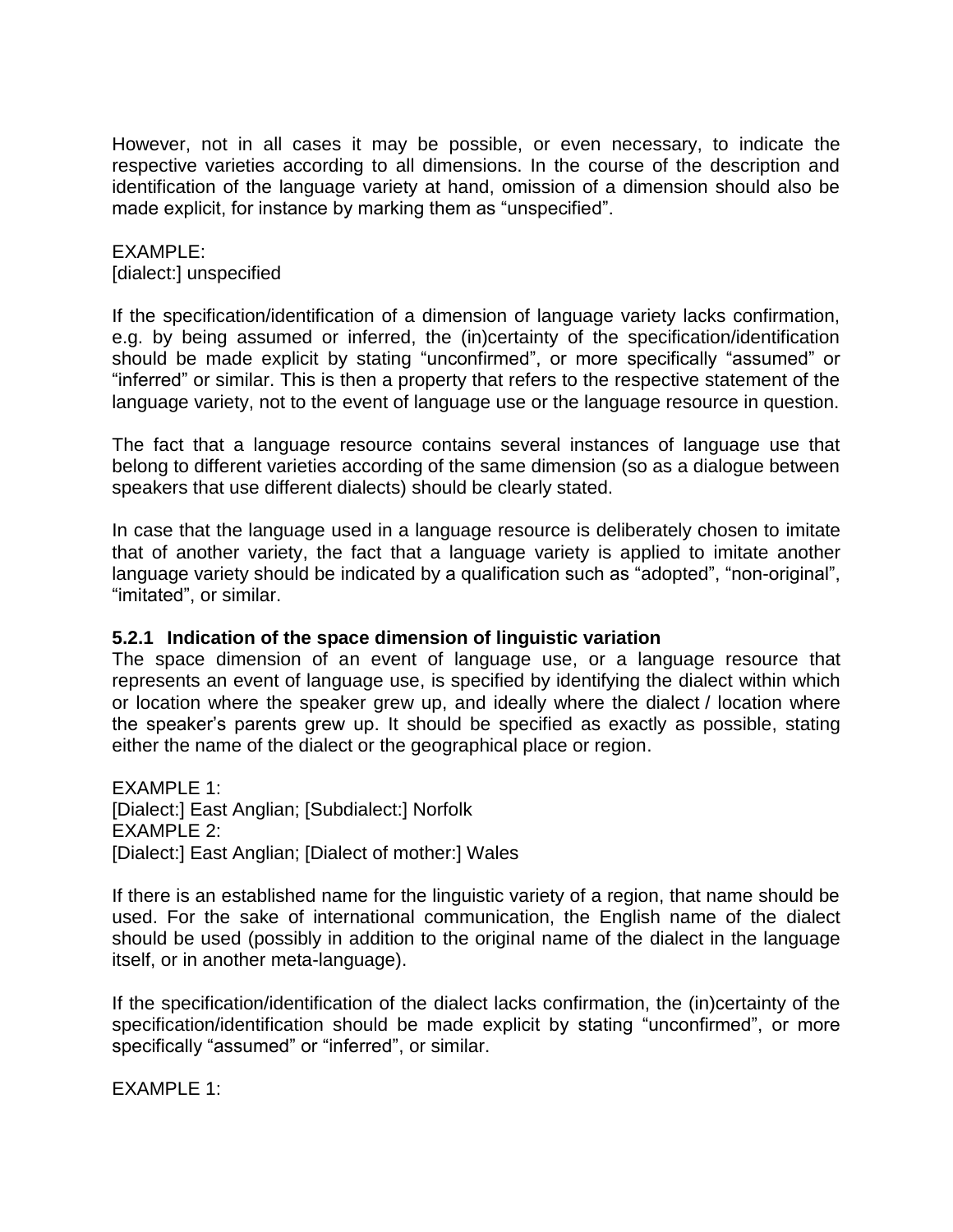However, not in all cases it may be possible, or even necessary, to indicate the respective varieties according to all dimensions. In the course of the description and identification of the language variety at hand, omission of a dimension should also be made explicit, for instance by marking them as "unspecified".

EXAMPLE:
[dialect:] unspecified

If the specification/identification of a dimension of language variety lacks confirmation, e.g. by being assumed or inferred, the (in)certainty of the specification/identification should be made explicit by stating "unconfirmed", or more specifically "assumed" or "inferred" or similar. This is then a property that refers to the respective statement of the language variety, not to the event of language use or the language resource in question.

The fact that a language resource contains several instances of language use that belong to different varieties according of the same dimension (so as a dialogue between speakers that use different dialects) should be clearly stated.

In case that the language used in a language resource is deliberately chosen to imitate that of another variety, the fact that a language variety is applied to imitate another language variety should be indicated by a qualification such as "adopted", "non-original", "imitated", or similar.

### 5.2.1 Indication of the space dimension of linguistic variation

The space dimension of an event of language use, or a language resource that represents an event of language use, is specified by identifying the dialect within which or location where the speaker grew up, and ideally where the dialect / location where the speaker's parents grew up. It should be specified as exactly as possible, stating either the name of the dialect or the geographical place or region.

EXAMPLE 1:
[Dialect:] East Anglian; [Subdialect:] Norfolk
EXAMPLE 2:
[Dialect:] East Anglian; [Dialect of mother:] Wales

If there is an established name for the linguistic variety of a region, that name should be used. For the sake of international communication, the English name of the dialect should be used (possibly in addition to the original name of the dialect in the language itself, or in another meta-language).

If the specification/identification of the dialect lacks confirmation, the (in)certainty of the specification/identification should be made explicit by stating "unconfirmed", or more specifically "assumed" or "inferred", or similar.

EXAMPLE 1: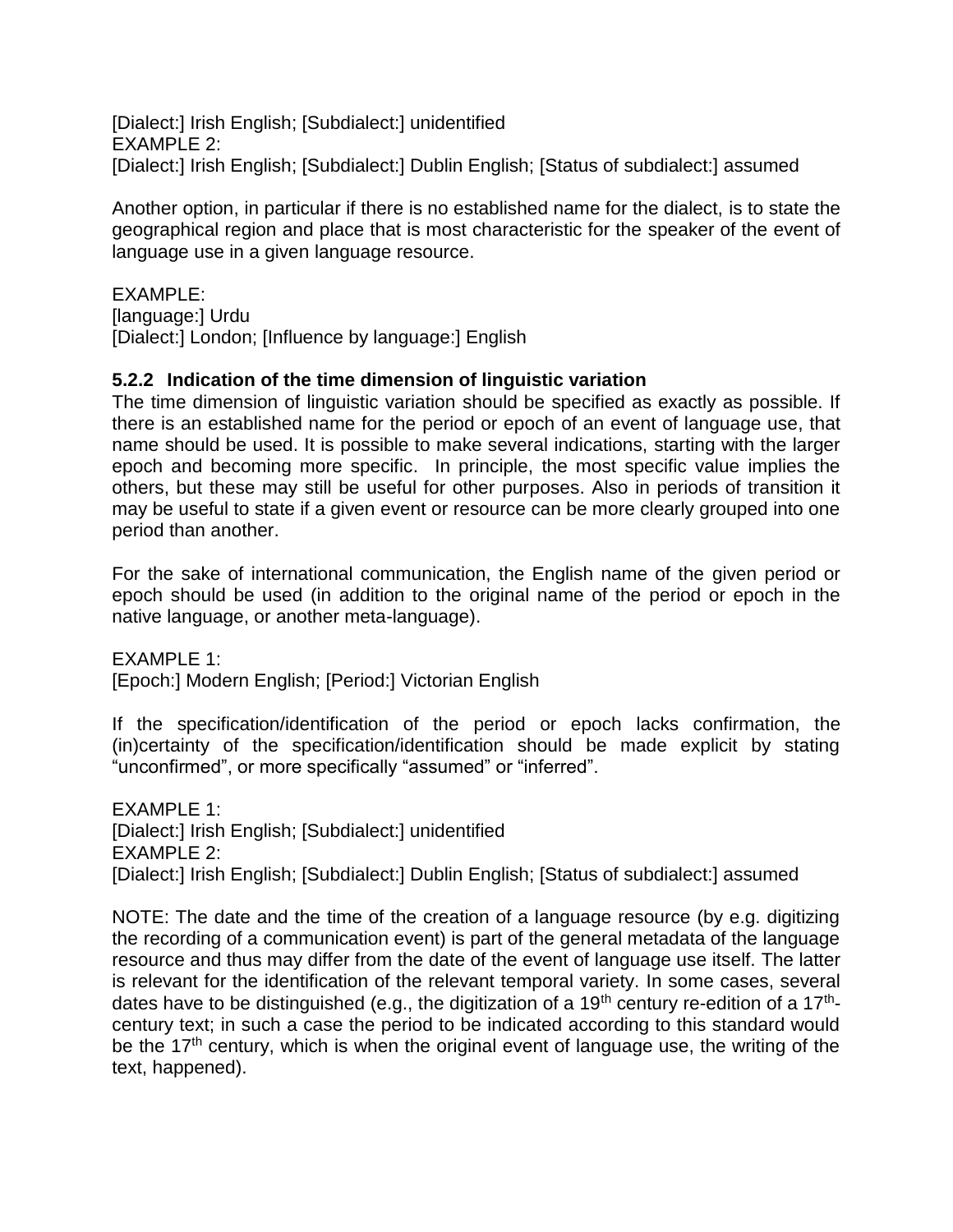[Dialect:] Irish English; [Subdialect:] unidentified
EXAMPLE 2:
[Dialect:] Irish English; [Subdialect:] Dublin English; [Status of subdialect:] assumed

Another option, in particular if there is no established name for the dialect, is to state the geographical region and place that is most characteristic for the speaker of the event of language use in a given language resource.

EXAMPLE:
[language:] Urdu
[Dialect:] London; [Influence by language:] English

### 5.2.2 Indication of the time dimension of linguistic variation

The time dimension of linguistic variation should be specified as exactly as possible. If there is an established name for the period or epoch of an event of language use, that name should be used. It is possible to make several indications, starting with the larger epoch and becoming more specific. In principle, the most specific value implies the others, but these may still be useful for other purposes. Also in periods of transition it may be useful to state if a given event or resource can be more clearly grouped into one period than another.

For the sake of international communication, the English name of the given period or epoch should be used (in addition to the original name of the period or epoch in the native language, or another meta-language).

EXAMPLE 1:
[Epoch:] Modern English; [Period:] Victorian English

If the specification/identification of the period or epoch lacks confirmation, the (in)certainty of the specification/identification should be made explicit by stating “unconfirmed”, or more specifically “assumed” or “inferred”.

EXAMPLE 1:
[Dialect:] Irish English; [Subdialect:] unidentified
EXAMPLE 2:
[Dialect:] Irish English; [Subdialect:] Dublin English; [Status of subdialect:] assumed

NOTE: The date and the time of the creation of a language resource (by e.g. digitizing the recording of a communication event) is part of the general metadata of the language resource and thus may differ from the date of the event of language use itself. The latter is relevant for the identification of the relevant temporal variety. In some cases, several dates have to be distinguished (e.g., the digitization of a 19th century re-edition of a 17th-century text; in such a case the period to be indicated according to this standard would be the 17th century, which is when the original event of language use, the writing of the text, happened).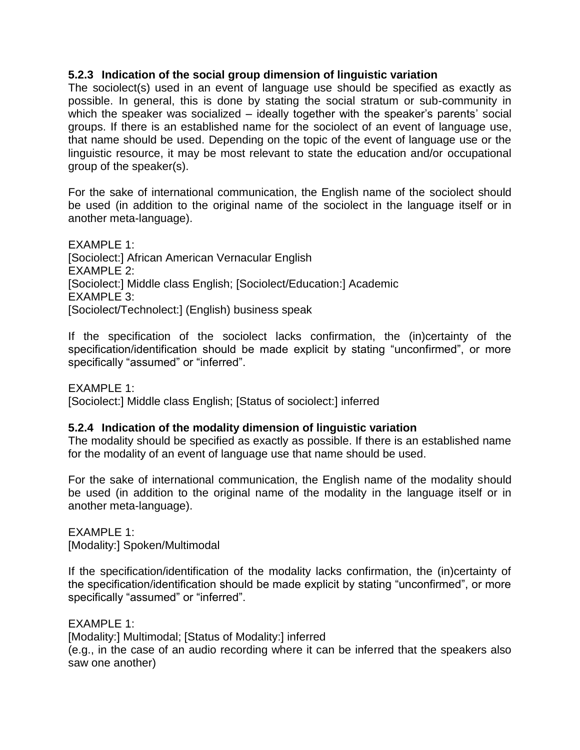### 5.2.3 Indication of the social group dimension of linguistic variation

The sociolect(s) used in an event of language use should be specified as exactly as possible. In general, this is done by stating the social stratum or sub-community in which the speaker was socialized – ideally together with the speaker's parents' social groups. If there is an established name for the sociolect of an event of language use, that name should be used. Depending on the topic of the event of language use or the linguistic resource, it may be most relevant to state the education and/or occupational group of the speaker(s).

For the sake of international communication, the English name of the sociolect should be used (in addition to the original name of the sociolect in the language itself or in another meta-language).

EXAMPLE 1:
[Sociolect:] African American Vernacular English
EXAMPLE 2:
[Sociolect:] Middle class English; [Sociolect/Education:] Academic
EXAMPLE 3:
[Sociolect/Technolect:] (English) business speak

If the specification of the sociolect lacks confirmation, the (in)certainty of the specification/identification should be made explicit by stating "unconfirmed", or more specifically "assumed" or "inferred".

EXAMPLE 1:
[Sociolect:] Middle class English; [Status of sociolect:] inferred

### 5.2.4 Indication of the modality dimension of linguistic variation

The modality should be specified as exactly as possible. If there is an established name for the modality of an event of language use that name should be used.

For the sake of international communication, the English name of the modality should be used (in addition to the original name of the modality in the language itself or in another meta-language).

EXAMPLE 1:
[Modality:] Spoken/Multimodal

If the specification/identification of the modality lacks confirmation, the (in)certainty of the specification/identification should be made explicit by stating "unconfirmed", or more specifically "assumed" or "inferred".

EXAMPLE 1:
[Modality:] Multimodal; [Status of Modality:] inferred
(e.g., in the case of an audio recording where it can be inferred that the speakers also saw one another)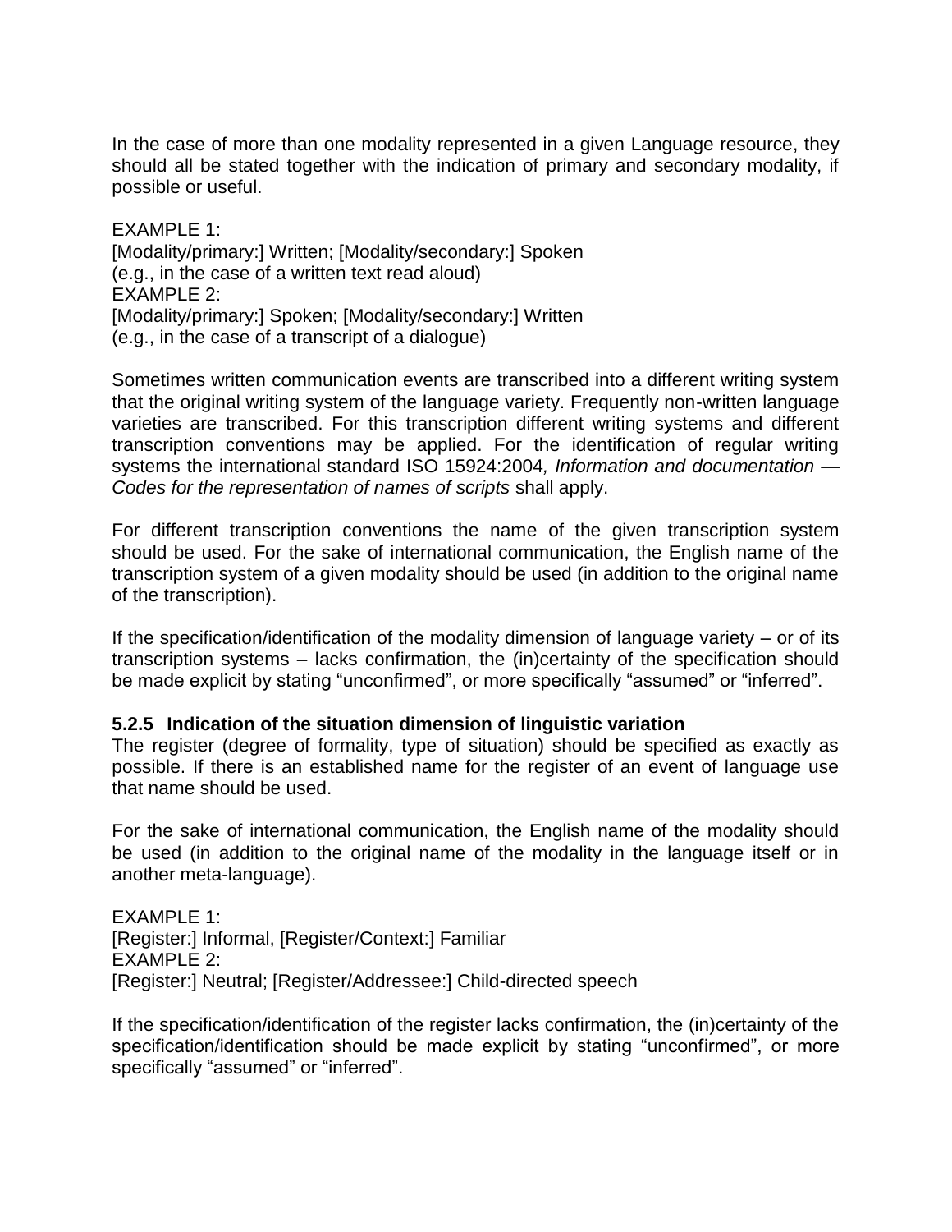In the case of more than one modality represented in a given Language resource, they should all be stated together with the indication of primary and secondary modality, if possible or useful.

EXAMPLE 1:
[Modality/primary:] Written; [Modality/secondary:] Spoken
(e.g., in the case of a written text read aloud)
EXAMPLE 2:
[Modality/primary:] Spoken; [Modality/secondary:] Written
(e.g., in the case of a transcript of a dialogue)

Sometimes written communication events are transcribed into a different writing system that the original writing system of the language variety. Frequently non-written language varieties are transcribed. For this transcription different writing systems and different transcription conventions may be applied. For the identification of regular writing systems the international standard ISO 15924:2004*, Information and documentation — Codes for the representation of names of scripts* shall apply.

For different transcription conventions the name of the given transcription system should be used. For the sake of international communication, the English name of the transcription system of a given modality should be used (in addition to the original name of the transcription).

If the specification/identification of the modality dimension of language variety – or of its transcription systems – lacks confirmation, the (in)certainty of the specification should be made explicit by stating "unconfirmed", or more specifically "assumed" or "inferred".

#### 5.2.5 Indication of the situation dimension of linguistic variation

The register (degree of formality, type of situation) should be specified as exactly as possible. If there is an established name for the register of an event of language use that name should be used.

For the sake of international communication, the English name of the modality should be used (in addition to the original name of the modality in the language itself or in another meta-language).

EXAMPLE 1:
[Register:] Informal, [Register/Context:] Familiar
EXAMPLE 2:
[Register:] Neutral; [Register/Addressee:] Child-directed speech

If the specification/identification of the register lacks confirmation, the (in)certainty of the specification/identification should be made explicit by stating "unconfirmed", or more specifically "assumed" or "inferred".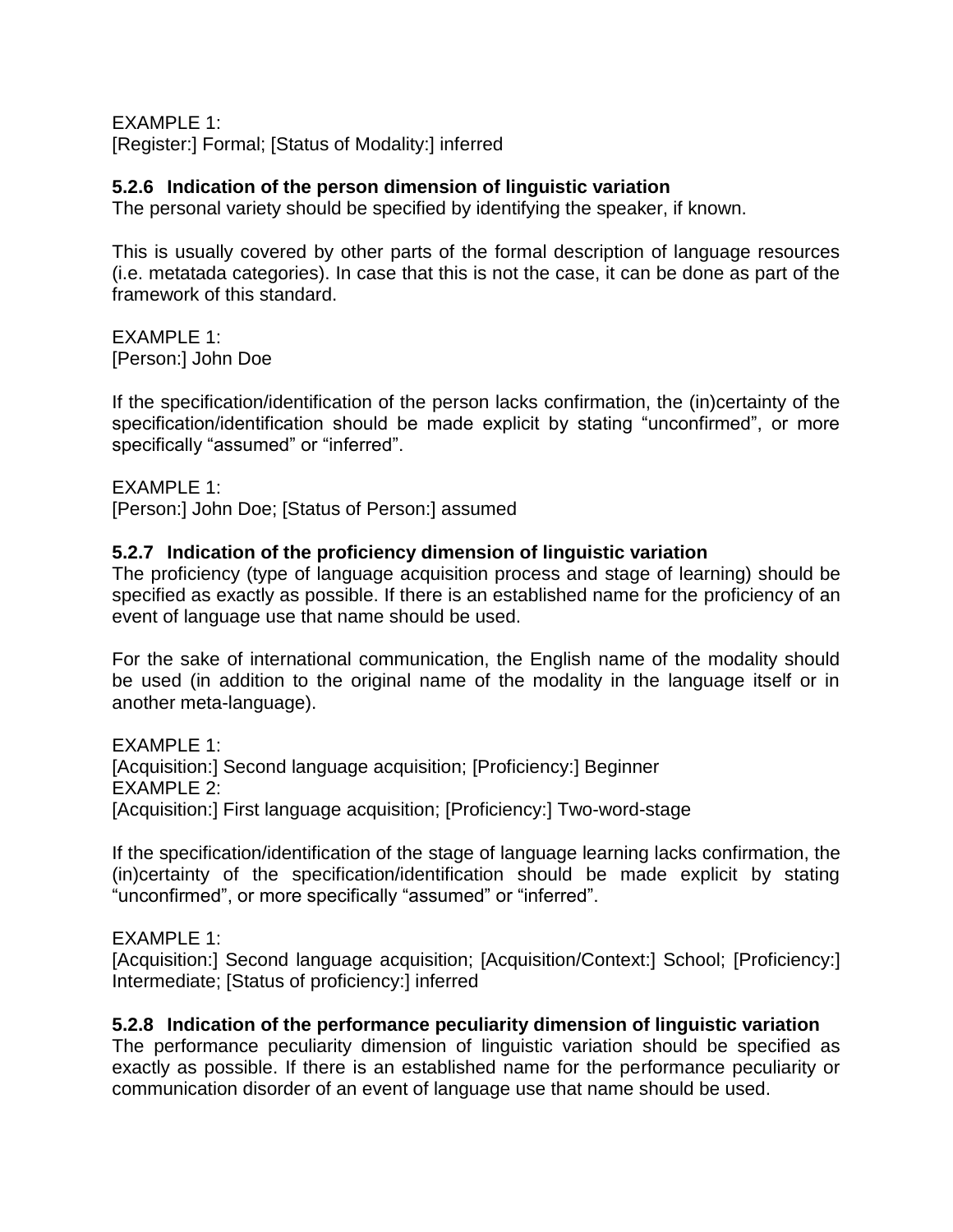EXAMPLE 1:
[Register:] Formal; [Status of Modality:] inferred

### 5.2.6 Indication of the person dimension of linguistic variation

The personal variety should be specified by identifying the speaker, if known.

This is usually covered by other parts of the formal description of language resources (i.e. metatada categories). In case that this is not the case, it can be done as part of the framework of this standard.

EXAMPLE 1:
[Person:] John Doe

If the specification/identification of the person lacks confirmation, the (in)certainty of the specification/identification should be made explicit by stating “unconfirmed”, or more specifically “assumed” or “inferred”.

EXAMPLE 1:
[Person:] John Doe; [Status of Person:] assumed

### 5.2.7 Indication of the proficiency dimension of linguistic variation

The proficiency (type of language acquisition process and stage of learning) should be specified as exactly as possible. If there is an established name for the proficiency of an event of language use that name should be used.

For the sake of international communication, the English name of the modality should be used (in addition to the original name of the modality in the language itself or in another meta-language).

EXAMPLE 1:
[Acquisition:] Second language acquisition; [Proficiency:] Beginner
EXAMPLE 2:
[Acquisition:] First language acquisition; [Proficiency:] Two-word-stage

If the specification/identification of the stage of language learning lacks confirmation, the (in)certainty of the specification/identification should be made explicit by stating “unconfirmed”, or more specifically “assumed” or “inferred”.

EXAMPLE 1:
[Acquisition:] Second language acquisition; [Acquisition/Context:] School; [Proficiency:] Intermediate; [Status of proficiency:] inferred

### 5.2.8 Indication of the performance peculiarity dimension of linguistic variation

The performance peculiarity dimension of linguistic variation should be specified as exactly as possible. If there is an established name for the performance peculiarity or communication disorder of an event of language use that name should be used.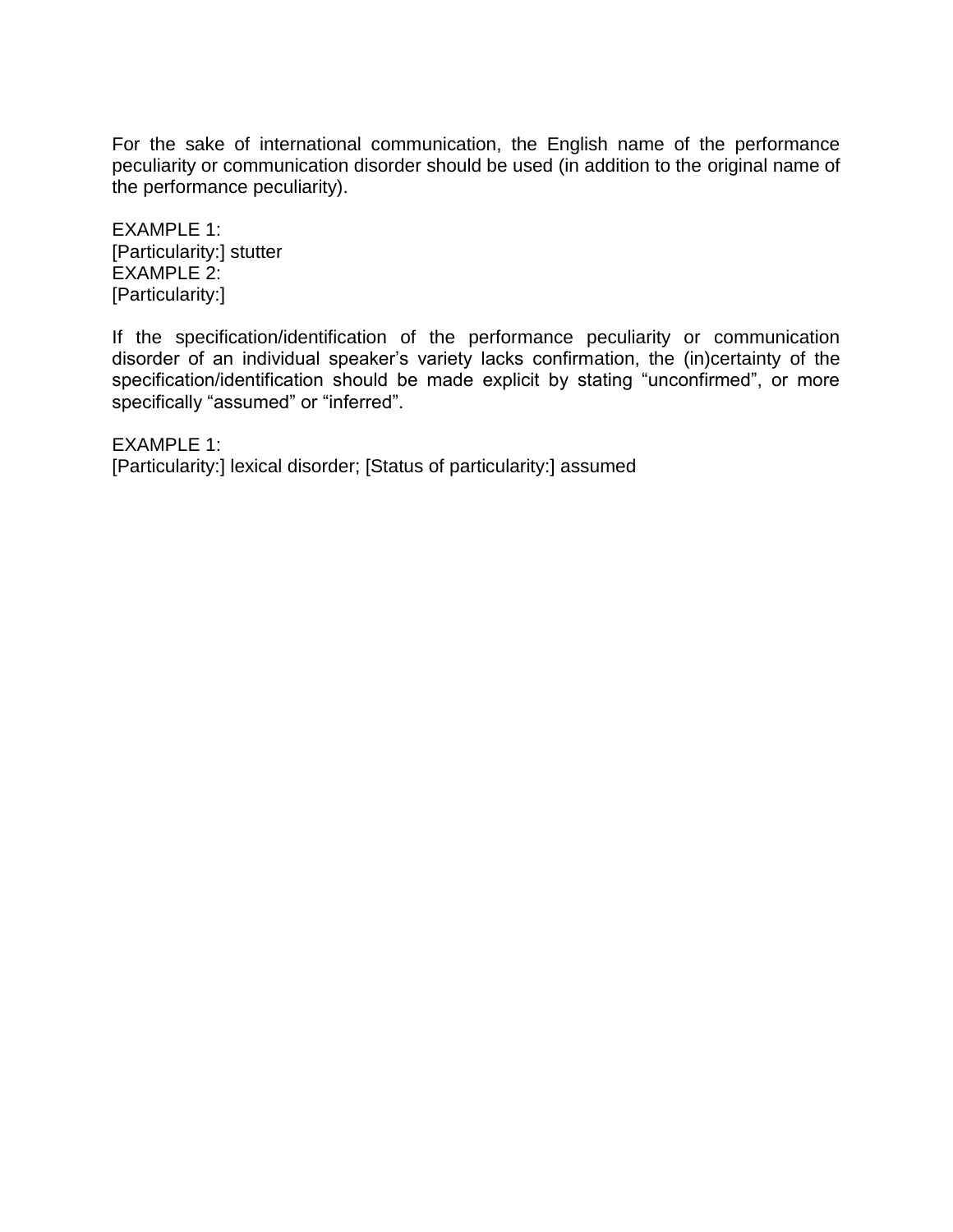For the sake of international communication, the English name of the performance peculiarity or communication disorder should be used (in addition to the original name of the performance peculiarity).

EXAMPLE 1:
[Particularity:] stutter
EXAMPLE 2:
[Particularity:]

If the specification/identification of the performance peculiarity or communication disorder of an individual speaker's variety lacks confirmation, the (in)certainty of the specification/identification should be made explicit by stating "unconfirmed", or more specifically "assumed" or "inferred".

EXAMPLE 1:
[Particularity:] lexical disorder; [Status of particularity:] assumed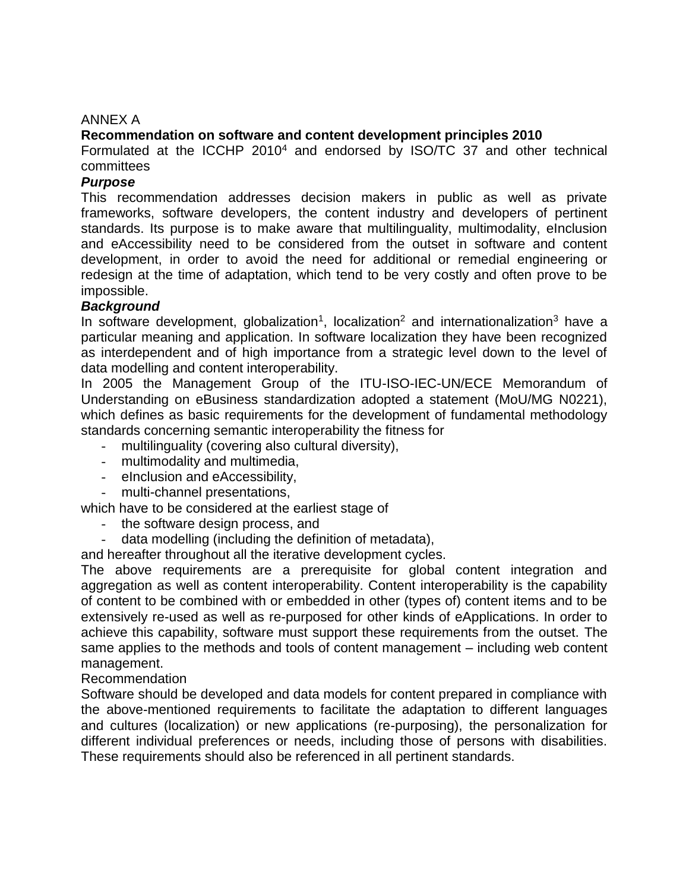ANNEX A

**Recommendation on software and content development principles 2010**

Formulated at the ICCHP 2010[4] and endorsed by ISO/TC 37 and other technical committees

***Purpose***

This recommendation addresses decision makers in public as well as private frameworks, software developers, the content industry and developers of pertinent standards. Its purpose is to make aware that multilinguality, multimodality, eInclusion and eAccessibility need to be considered from the outset in software and content development, in order to avoid the need for additional or remedial engineering or redesign at the time of adaptation, which tend to be very costly and often prove to be impossible.

***Background***

In software development, globalization[1], localization[2] and internationalization[3] have a particular meaning and application. In software localization they have been recognized as interdependent and of high importance from a strategic level down to the level of data modelling and content interoperability.

In 2005 the Management Group of the ITU-ISO-IEC-UN/ECE Memorandum of Understanding on eBusiness standardization adopted a statement (MoU/MG N0221), which defines as basic requirements for the development of fundamental methodology standards concerning semantic interoperability the fitness for

- multilinguality (covering also cultural diversity),
- multimodality and multimedia,
- eInclusion and eAccessibility,
- multi-channel presentations,

which have to be considered at the earliest stage of

- the software design process, and
- data modelling (including the definition of metadata),

and hereafter throughout all the iterative development cycles.

The above requirements are a prerequisite for global content integration and aggregation as well as content interoperability. Content interoperability is the capability of content to be combined with or embedded in other (types of) content items and to be extensively re-used as well as re-purposed for other kinds of eApplications. In order to achieve this capability, software must support these requirements from the outset. The same applies to the methods and tools of content management – including web content management.

Recommendation

Software should be developed and data models for content prepared in compliance with the above-mentioned requirements to facilitate the adaptation to different languages and cultures (localization) or new applications (re-purposing), the personalization for different individual preferences or needs, including those of persons with disabilities. These requirements should also be referenced in all pertinent standards.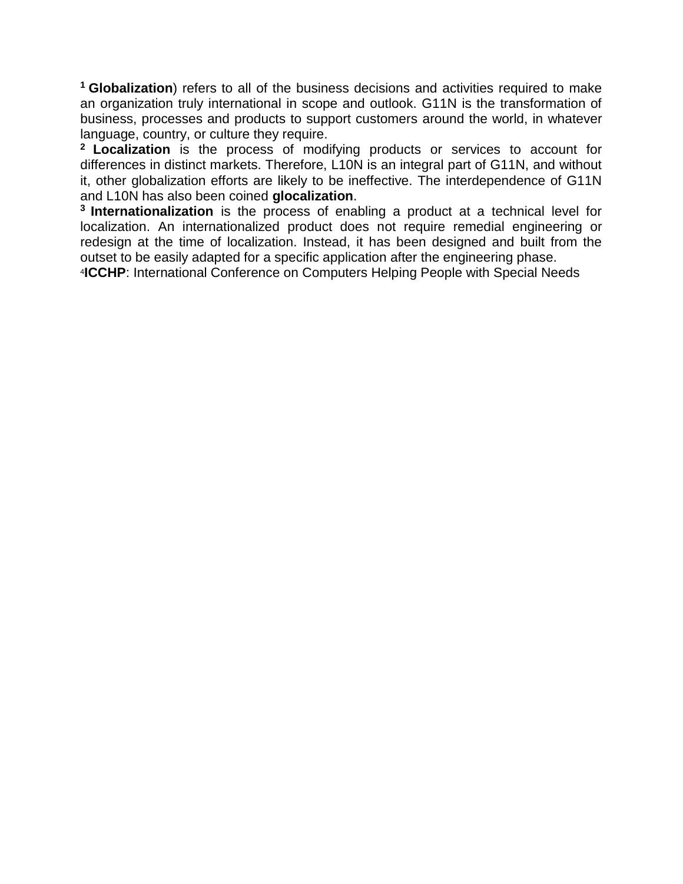[1] **Globalization**) refers to all of the business decisions and activities required to make an organization truly international in scope and outlook. G11N is the transformation of business, processes and products to support customers around the world, in whatever language, country, or culture they require.

[2] **Localization** is the process of modifying products or services to account for differences in distinct markets. Therefore, L10N is an integral part of G11N, and without it, other globalization efforts are likely to be ineffective. The interdependence of G11N and L10N has also been coined **glocalization**.

[3] **Internationalization** is the process of enabling a product at a technical level for localization. An internationalized product does not require remedial engineering or redesign at the time of localization. Instead, it has been designed and built from the outset to be easily adapted for a specific application after the engineering phase.

[4] **ICCHP**: International Conference on Computers Helping People with Special Needs